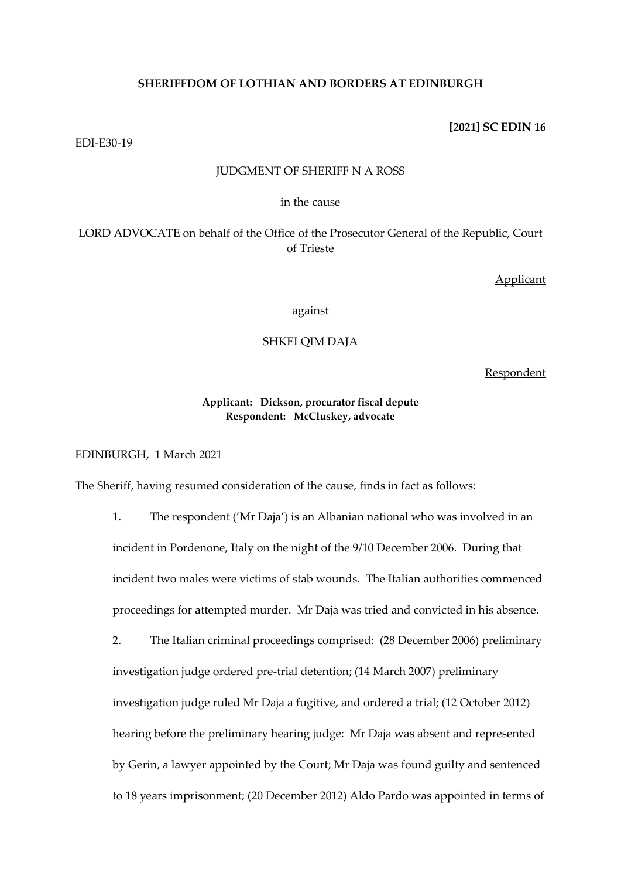**SHERIFFDOM OF LOTHIAN AND BORDERS AT EDINBURGH**

**[2021] SC EDIN 16**

EDI-E30-19

JUDGMENT OF SHERIFF N A ROSS

in the cause

LORD ADVOCATE on behalf of the Office of the Prosecutor General of the Republic, Court of Trieste

Applicant

against

SHKELQIM DAJA

Respondent

**Applicant: Dickson, procurator fiscal depute**
**Respondent: McCluskey, advocate**

EDINBURGH, 1 March 2021

The Sheriff, having resumed consideration of the cause, finds in fact as follows:

1. The respondent ('Mr Daja') is an Albanian national who was involved in an incident in Pordenone, Italy on the night of the 9/10 December 2006. During that incident two males were victims of stab wounds. The Italian authorities commenced proceedings for attempted murder. Mr Daja was tried and convicted in his absence.

2. The Italian criminal proceedings comprised: (28 December 2006) preliminary investigation judge ordered pre-trial detention; (14 March 2007) preliminary investigation judge ruled Mr Daja a fugitive, and ordered a trial; (12 October 2012) hearing before the preliminary hearing judge: Mr Daja was absent and represented by Gerin, a lawyer appointed by the Court; Mr Daja was found guilty and sentenced to 18 years imprisonment; (20 December 2012) Aldo Pardo was appointed in terms of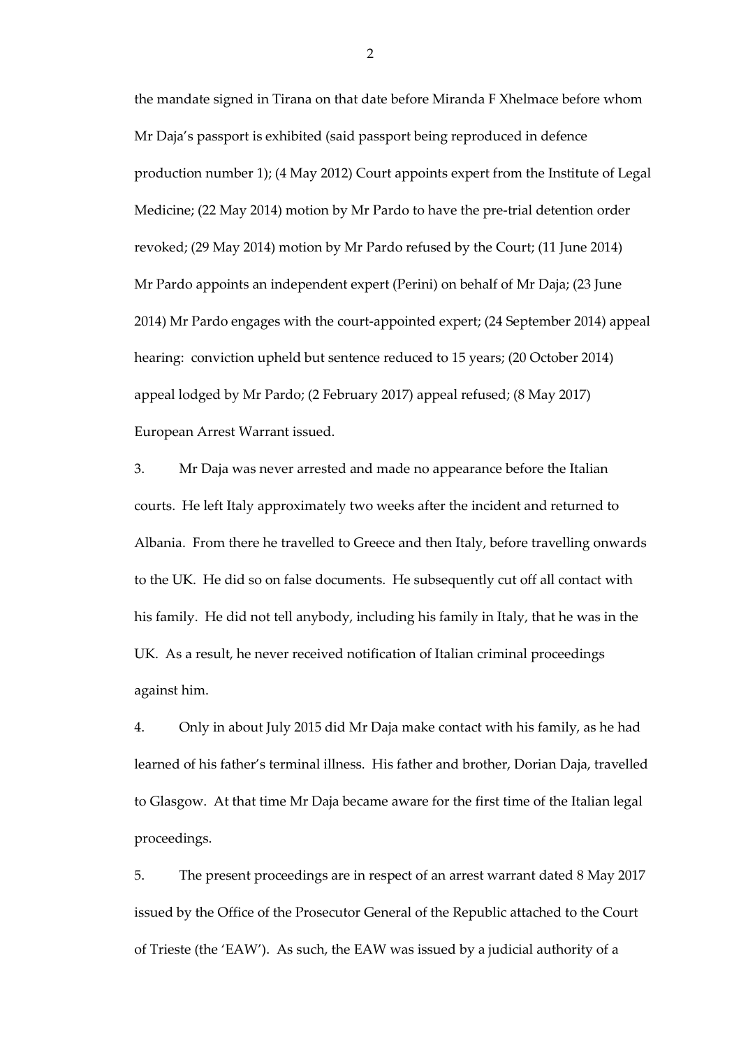the mandate signed in Tirana on that date before Miranda F Xhelmace before whom Mr Daja's passport is exhibited (said passport being reproduced in defence production number 1); (4 May 2012) Court appoints expert from the Institute of Legal Medicine; (22 May 2014) motion by Mr Pardo to have the pre-trial detention order revoked; (29 May 2014) motion by Mr Pardo refused by the Court; (11 June 2014) Mr Pardo appoints an independent expert (Perini) on behalf of Mr Daja; (23 June 2014) Mr Pardo engages with the court-appointed expert; (24 September 2014) appeal hearing: conviction upheld but sentence reduced to 15 years; (20 October 2014) appeal lodged by Mr Pardo; (2 February 2017) appeal refused; (8 May 2017) European Arrest Warrant issued.

3. Mr Daja was never arrested and made no appearance before the Italian courts. He left Italy approximately two weeks after the incident and returned to Albania. From there he travelled to Greece and then Italy, before travelling onwards to the UK. He did so on false documents. He subsequently cut off all contact with his family. He did not tell anybody, including his family in Italy, that he was in the UK. As a result, he never received notification of Italian criminal proceedings against him.

4. Only in about July 2015 did Mr Daja make contact with his family, as he had learned of his father's terminal illness. His father and brother, Dorian Daja, travelled to Glasgow. At that time Mr Daja became aware for the first time of the Italian legal proceedings.

5. The present proceedings are in respect of an arrest warrant dated 8 May 2017 issued by the Office of the Prosecutor General of the Republic attached to the Court of Trieste (the 'EAW'). As such, the EAW was issued by a judicial authority of a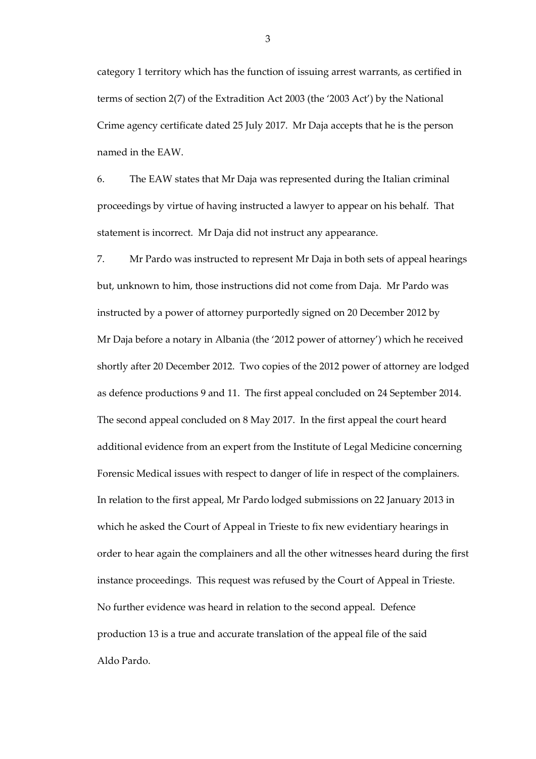category 1 territory which has the function of issuing arrest warrants, as certified in terms of section 2(7) of the Extradition Act 2003 (the '2003 Act') by the National Crime agency certificate dated 25 July 2017. Mr Daja accepts that he is the person named in the EAW.

6. The EAW states that Mr Daja was represented during the Italian criminal proceedings by virtue of having instructed a lawyer to appear on his behalf. That statement is incorrect. Mr Daja did not instruct any appearance.

7. Mr Pardo was instructed to represent Mr Daja in both sets of appeal hearings but, unknown to him, those instructions did not come from Daja. Mr Pardo was instructed by a power of attorney purportedly signed on 20 December 2012 by Mr Daja before a notary in Albania (the '2012 power of attorney') which he received shortly after 20 December 2012. Two copies of the 2012 power of attorney are lodged as defence productions 9 and 11. The first appeal concluded on 24 September 2014. The second appeal concluded on 8 May 2017. In the first appeal the court heard additional evidence from an expert from the Institute of Legal Medicine concerning Forensic Medical issues with respect to danger of life in respect of the complainers. In relation to the first appeal, Mr Pardo lodged submissions on 22 January 2013 in which he asked the Court of Appeal in Trieste to fix new evidentiary hearings in order to hear again the complainers and all the other witnesses heard during the first instance proceedings. This request was refused by the Court of Appeal in Trieste. No further evidence was heard in relation to the second appeal. Defence production 13 is a true and accurate translation of the appeal file of the said Aldo Pardo.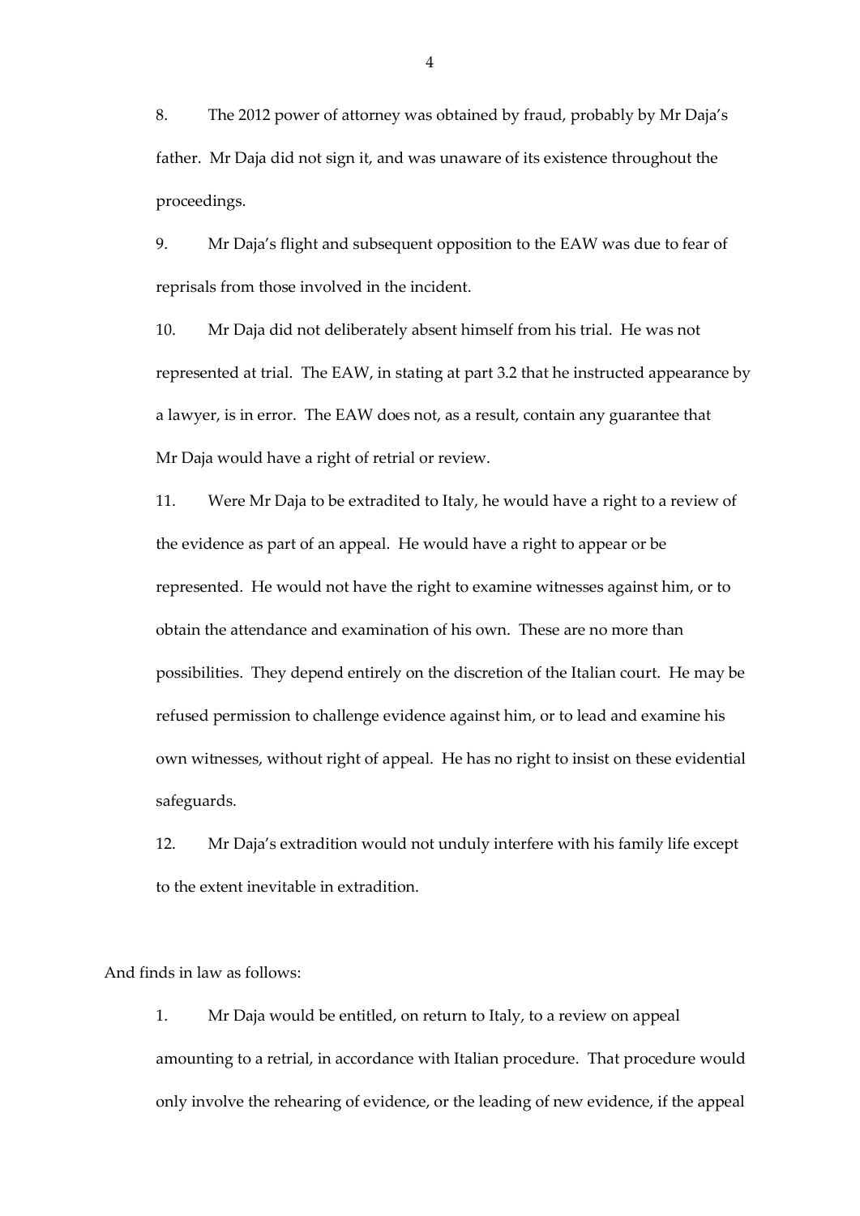8. The 2012 power of attorney was obtained by fraud, probably by Mr Daja's father. Mr Daja did not sign it, and was unaware of its existence throughout the proceedings.

9. Mr Daja's flight and subsequent opposition to the EAW was due to fear of reprisals from those involved in the incident.

10. Mr Daja did not deliberately absent himself from his trial. He was not represented at trial. The EAW, in stating at part 3.2 that he instructed appearance by a lawyer, is in error. The EAW does not, as a result, contain any guarantee that Mr Daja would have a right of retrial or review.

11. Were Mr Daja to be extradited to Italy, he would have a right to a review of the evidence as part of an appeal. He would have a right to appear or be represented. He would not have the right to examine witnesses against him, or to obtain the attendance and examination of his own. These are no more than possibilities. They depend entirely on the discretion of the Italian court. He may be refused permission to challenge evidence against him, or to lead and examine his own witnesses, without right of appeal. He has no right to insist on these evidential safeguards.

12. Mr Daja's extradition would not unduly interfere with his family life except to the extent inevitable in extradition.

And finds in law as follows:

1. Mr Daja would be entitled, on return to Italy, to a review on appeal amounting to a retrial, in accordance with Italian procedure. That procedure would only involve the rehearing of evidence, or the leading of new evidence, if the appeal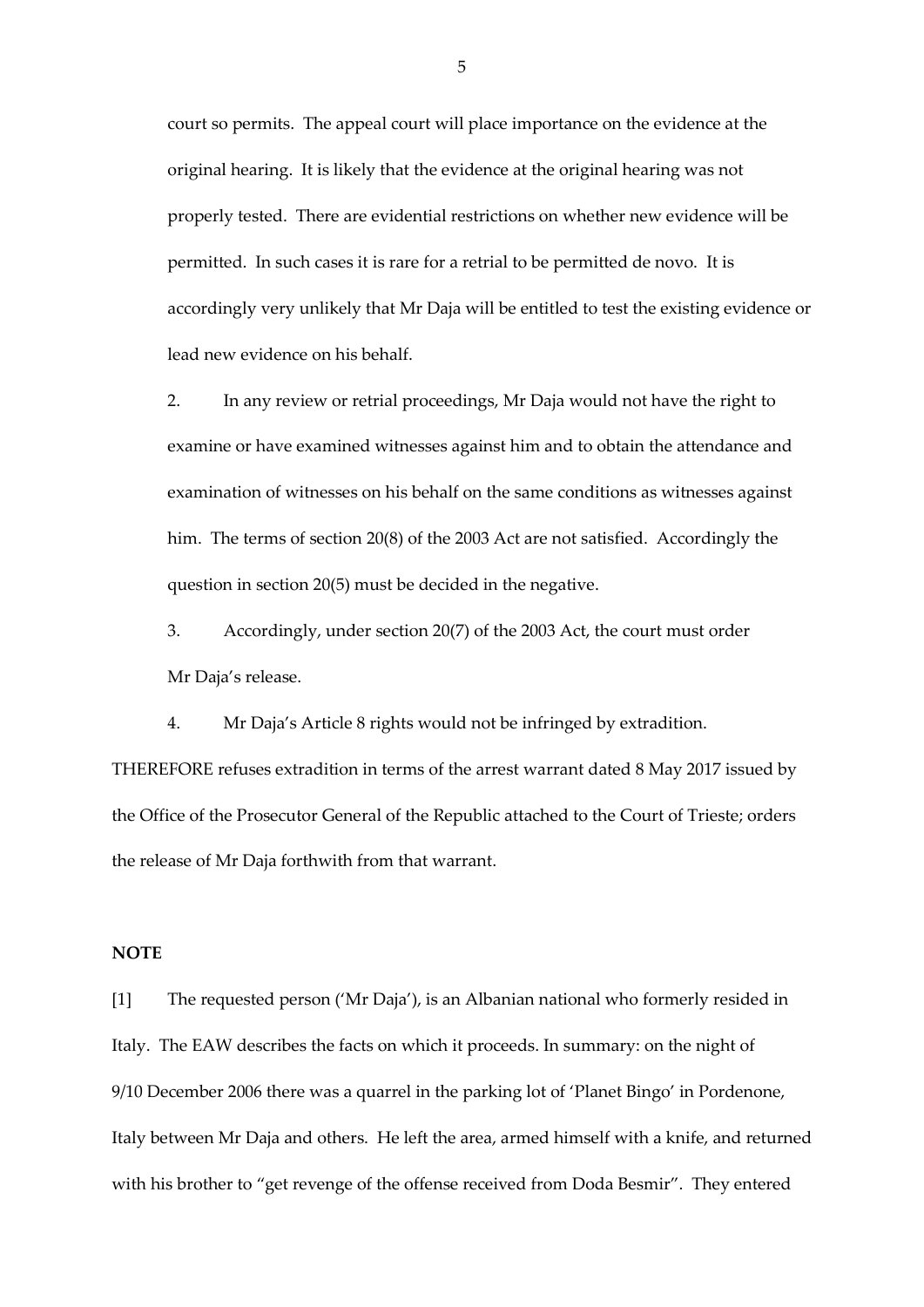court so permits. The appeal court will place importance on the evidence at the original hearing. It is likely that the evidence at the original hearing was not properly tested. There are evidential restrictions on whether new evidence will be permitted. In such cases it is rare for a retrial to be permitted de novo. It is accordingly very unlikely that Mr Daja will be entitled to test the existing evidence or lead new evidence on his behalf.

2. In any review or retrial proceedings, Mr Daja would not have the right to examine or have examined witnesses against him and to obtain the attendance and examination of witnesses on his behalf on the same conditions as witnesses against him. The terms of section 20(8) of the 2003 Act are not satisfied. Accordingly the question in section 20(5) must be decided in the negative.

3. Accordingly, under section 20(7) of the 2003 Act, the court must order Mr Daja's release.

4. Mr Daja's Article 8 rights would not be infringed by extradition.

THEREFORE refuses extradition in terms of the arrest warrant dated 8 May 2017 issued by the Office of the Prosecutor General of the Republic attached to the Court of Trieste; orders the release of Mr Daja forthwith from that warrant.

**NOTE**

[1] The requested person ('Mr Daja'), is an Albanian national who formerly resided in Italy. The EAW describes the facts on which it proceeds. In summary: on the night of 9/10 December 2006 there was a quarrel in the parking lot of 'Planet Bingo' in Pordenone, Italy between Mr Daja and others. He left the area, armed himself with a knife, and returned with his brother to "get revenge of the offense received from Doda Besmir". They entered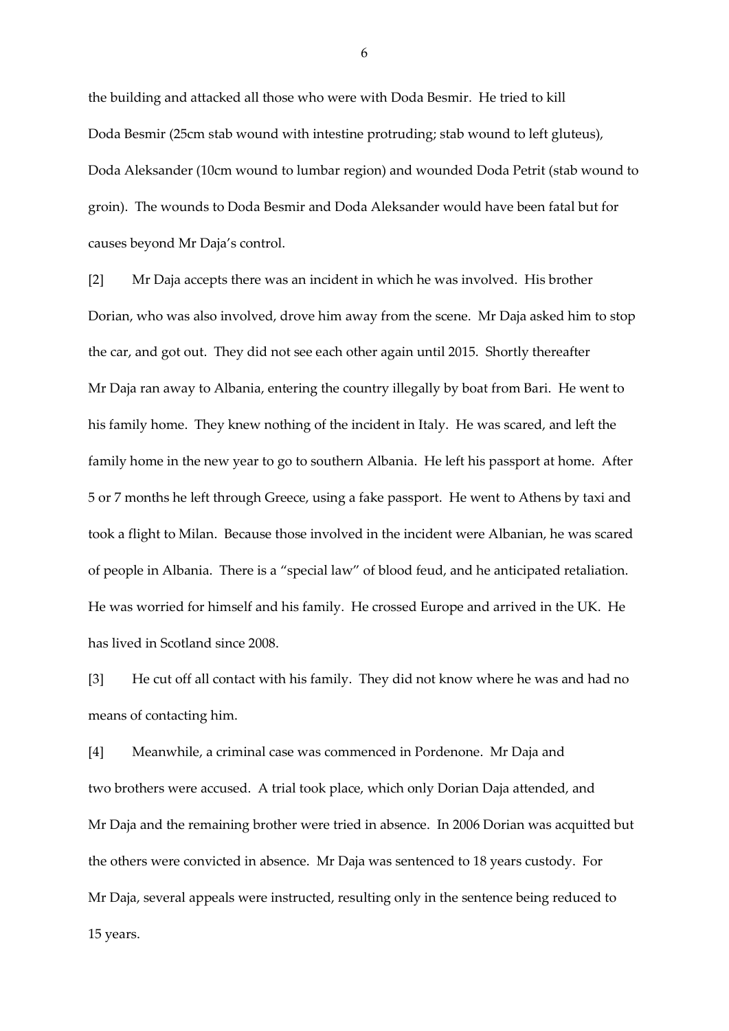the building and attacked all those who were with Doda Besmir. He tried to kill Doda Besmir (25cm stab wound with intestine protruding; stab wound to left gluteus), Doda Aleksander (10cm wound to lumbar region) and wounded Doda Petrit (stab wound to groin). The wounds to Doda Besmir and Doda Aleksander would have been fatal but for causes beyond Mr Daja's control.

[2] Mr Daja accepts there was an incident in which he was involved. His brother Dorian, who was also involved, drove him away from the scene. Mr Daja asked him to stop the car, and got out. They did not see each other again until 2015. Shortly thereafter Mr Daja ran away to Albania, entering the country illegally by boat from Bari. He went to his family home. They knew nothing of the incident in Italy. He was scared, and left the family home in the new year to go to southern Albania. He left his passport at home. After 5 or 7 months he left through Greece, using a fake passport. He went to Athens by taxi and took a flight to Milan. Because those involved in the incident were Albanian, he was scared of people in Albania. There is a "special law" of blood feud, and he anticipated retaliation. He was worried for himself and his family. He crossed Europe and arrived in the UK. He has lived in Scotland since 2008.

[3] He cut off all contact with his family. They did not know where he was and had no means of contacting him.

[4] Meanwhile, a criminal case was commenced in Pordenone. Mr Daja and two brothers were accused. A trial took place, which only Dorian Daja attended, and Mr Daja and the remaining brother were tried in absence. In 2006 Dorian was acquitted but the others were convicted in absence. Mr Daja was sentenced to 18 years custody. For Mr Daja, several appeals were instructed, resulting only in the sentence being reduced to 15 years.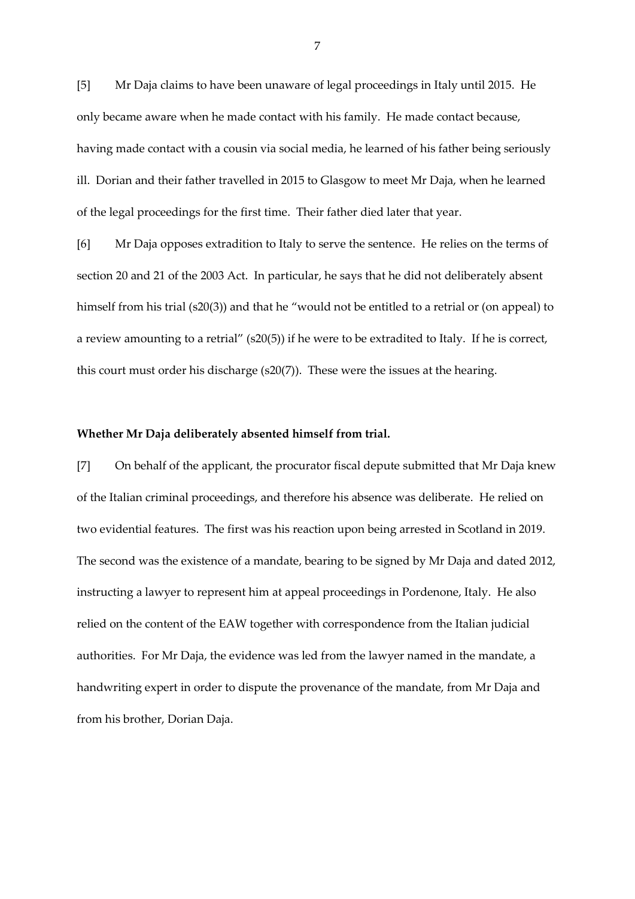[5] Mr Daja claims to have been unaware of legal proceedings in Italy until 2015. He only became aware when he made contact with his family. He made contact because, having made contact with a cousin via social media, he learned of his father being seriously ill. Dorian and their father travelled in 2015 to Glasgow to meet Mr Daja, when he learned of the legal proceedings for the first time. Their father died later that year.

[6] Mr Daja opposes extradition to Italy to serve the sentence. He relies on the terms of section 20 and 21 of the 2003 Act. In particular, he says that he did not deliberately absent himself from his trial (s20(3)) and that he "would not be entitled to a retrial or (on appeal) to a review amounting to a retrial" (s20(5)) if he were to be extradited to Italy. If he is correct, this court must order his discharge (s20(7)). These were the issues at the hearing.

**Whether Mr Daja deliberately absented himself from trial.**

[7] On behalf of the applicant, the procurator fiscal depute submitted that Mr Daja knew of the Italian criminal proceedings, and therefore his absence was deliberate. He relied on two evidential features. The first was his reaction upon being arrested in Scotland in 2019. The second was the existence of a mandate, bearing to be signed by Mr Daja and dated 2012, instructing a lawyer to represent him at appeal proceedings in Pordenone, Italy. He also relied on the content of the EAW together with correspondence from the Italian judicial authorities. For Mr Daja, the evidence was led from the lawyer named in the mandate, a handwriting expert in order to dispute the provenance of the mandate, from Mr Daja and from his brother, Dorian Daja.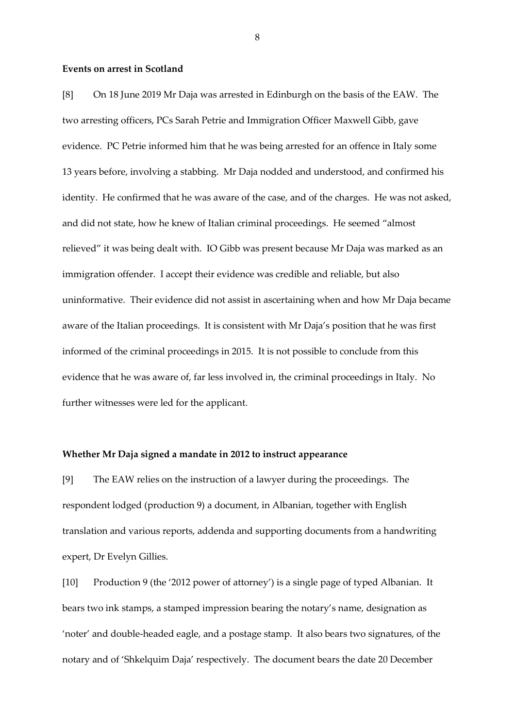**Events on arrest in Scotland**

[8] On 18 June 2019 Mr Daja was arrested in Edinburgh on the basis of the EAW. The two arresting officers, PCs Sarah Petrie and Immigration Officer Maxwell Gibb, gave evidence. PC Petrie informed him that he was being arrested for an offence in Italy some 13 years before, involving a stabbing. Mr Daja nodded and understood, and confirmed his identity. He confirmed that he was aware of the case, and of the charges. He was not asked, and did not state, how he knew of Italian criminal proceedings. He seemed "almost relieved" it was being dealt with. IO Gibb was present because Mr Daja was marked as an immigration offender. I accept their evidence was credible and reliable, but also uninformative. Their evidence did not assist in ascertaining when and how Mr Daja became aware of the Italian proceedings. It is consistent with Mr Daja's position that he was first informed of the criminal proceedings in 2015. It is not possible to conclude from this evidence that he was aware of, far less involved in, the criminal proceedings in Italy. No further witnesses were led for the applicant.

**Whether Mr Daja signed a mandate in 2012 to instruct appearance**

[9] The EAW relies on the instruction of a lawyer during the proceedings. The respondent lodged (production 9) a document, in Albanian, together with English translation and various reports, addenda and supporting documents from a handwriting expert, Dr Evelyn Gillies.

[10] Production 9 (the '2012 power of attorney') is a single page of typed Albanian. It bears two ink stamps, a stamped impression bearing the notary's name, designation as 'noter' and double-headed eagle, and a postage stamp. It also bears two signatures, of the notary and of 'Shkelquim Daja' respectively. The document bears the date 20 December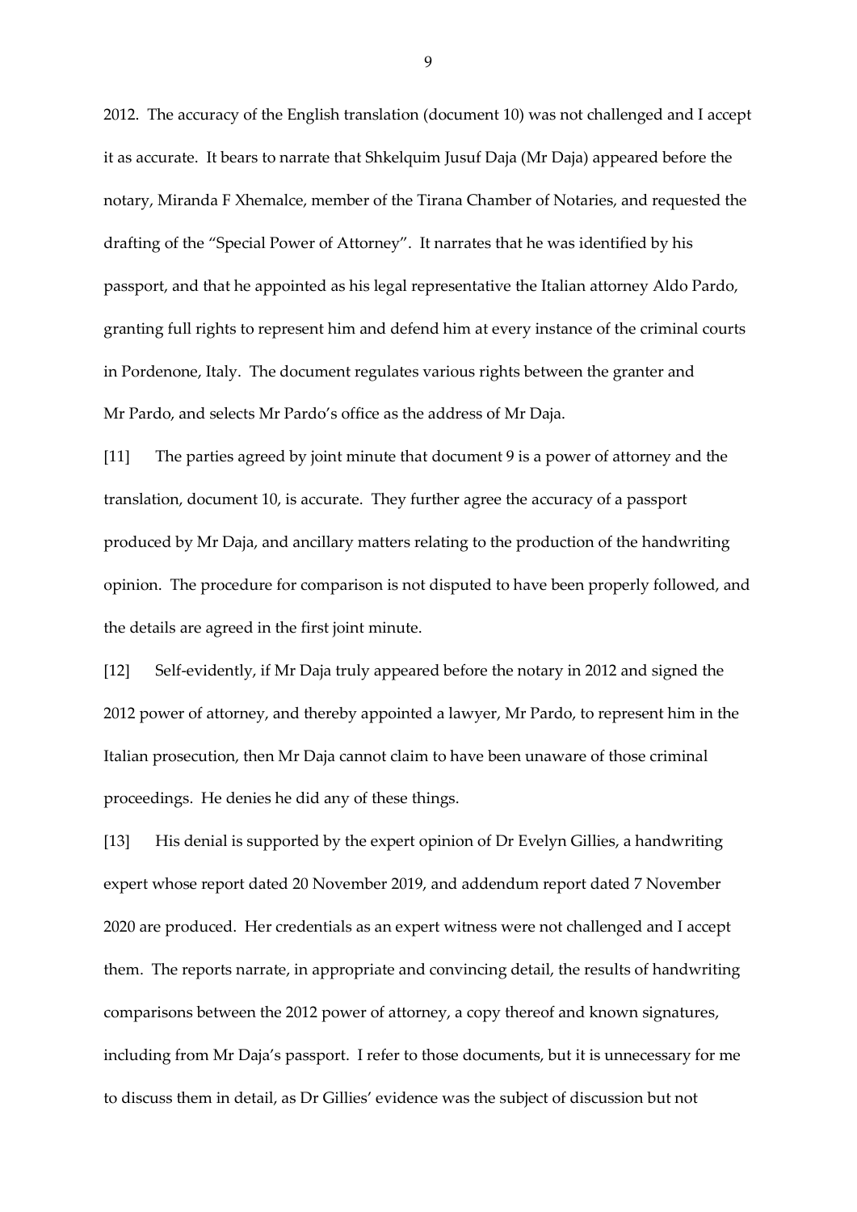2012. The accuracy of the English translation (document 10) was not challenged and I accept it as accurate. It bears to narrate that Shkelquim Jusuf Daja (Mr Daja) appeared before the notary, Miranda F Xhemalce, member of the Tirana Chamber of Notaries, and requested the drafting of the "Special Power of Attorney". It narrates that he was identified by his passport, and that he appointed as his legal representative the Italian attorney Aldo Pardo, granting full rights to represent him and defend him at every instance of the criminal courts in Pordenone, Italy. The document regulates various rights between the granter and Mr Pardo, and selects Mr Pardo's office as the address of Mr Daja.

[11] The parties agreed by joint minute that document 9 is a power of attorney and the translation, document 10, is accurate. They further agree the accuracy of a passport produced by Mr Daja, and ancillary matters relating to the production of the handwriting opinion. The procedure for comparison is not disputed to have been properly followed, and the details are agreed in the first joint minute.

[12] Self-evidently, if Mr Daja truly appeared before the notary in 2012 and signed the 2012 power of attorney, and thereby appointed a lawyer, Mr Pardo, to represent him in the Italian prosecution, then Mr Daja cannot claim to have been unaware of those criminal proceedings. He denies he did any of these things.

[13] His denial is supported by the expert opinion of Dr Evelyn Gillies, a handwriting expert whose report dated 20 November 2019, and addendum report dated 7 November 2020 are produced. Her credentials as an expert witness were not challenged and I accept them. The reports narrate, in appropriate and convincing detail, the results of handwriting comparisons between the 2012 power of attorney, a copy thereof and known signatures, including from Mr Daja's passport. I refer to those documents, but it is unnecessary for me to discuss them in detail, as Dr Gillies' evidence was the subject of discussion but not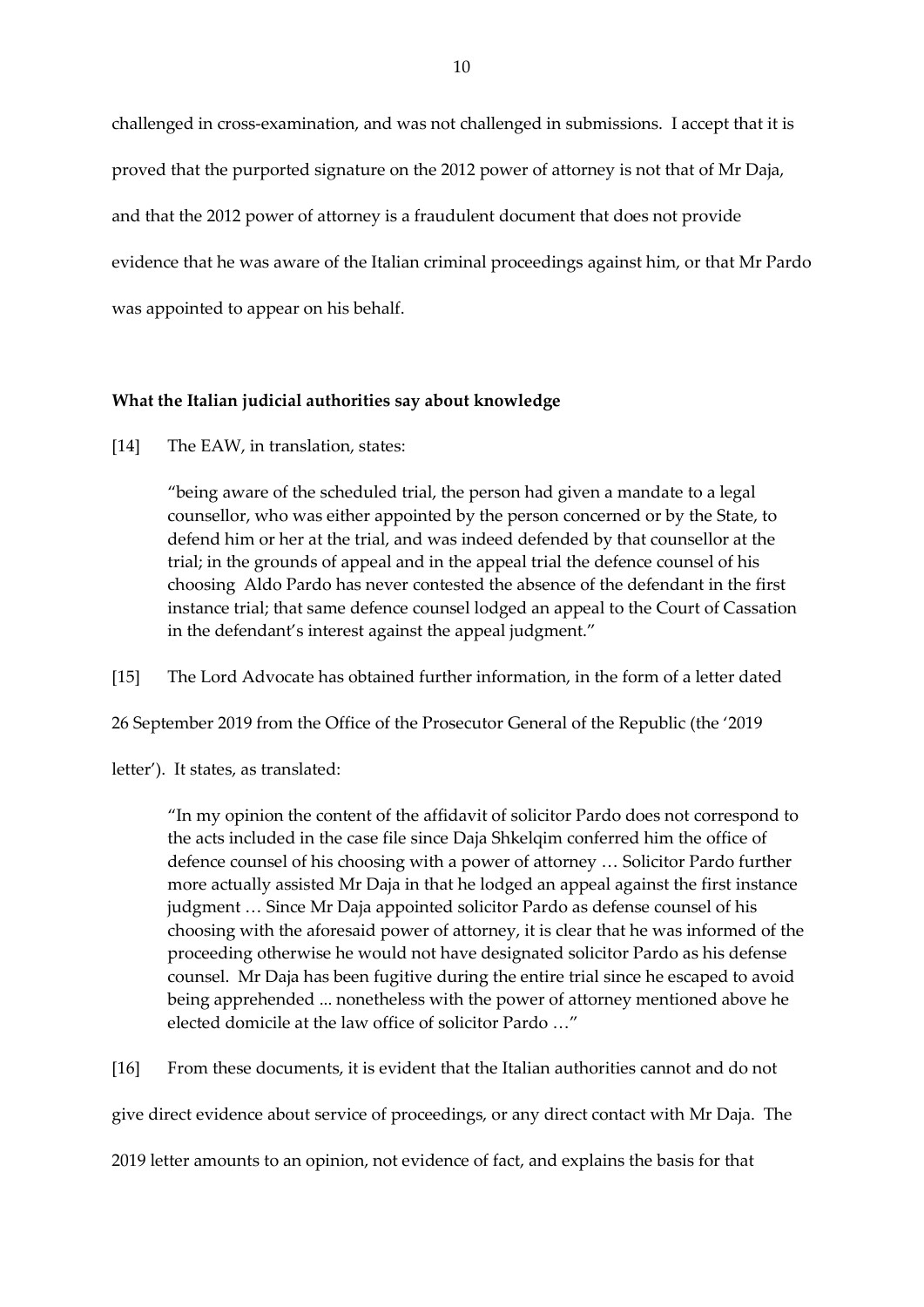challenged in cross-examination, and was not challenged in submissions. I accept that it is proved that the purported signature on the 2012 power of attorney is not that of Mr Daja, and that the 2012 power of attorney is a fraudulent document that does not provide evidence that he was aware of the Italian criminal proceedings against him, or that Mr Pardo was appointed to appear on his behalf.

**What the Italian judicial authorities say about knowledge**

[14] The EAW, in translation, states:

> "being aware of the scheduled trial, the person had given a mandate to a legal counsellor, who was either appointed by the person concerned or by the State, to defend him or her at the trial, and was indeed defended by that counsellor at the trial; in the grounds of appeal and in the appeal trial the defence counsel of his choosing Aldo Pardo has never contested the absence of the defendant in the first instance trial; that same defence counsel lodged an appeal to the Court of Cassation in the defendant's interest against the appeal judgment."

[15] The Lord Advocate has obtained further information, in the form of a letter dated 26 September 2019 from the Office of the Prosecutor General of the Republic (the '2019 letter'). It states, as translated:

> "In my opinion the content of the affidavit of solicitor Pardo does not correspond to the acts included in the case file since Daja Shkelqim conferred him the office of defence counsel of his choosing with a power of attorney … Solicitor Pardo further more actually assisted Mr Daja in that he lodged an appeal against the first instance judgment … Since Mr Daja appointed solicitor Pardo as defense counsel of his choosing with the aforesaid power of attorney, it is clear that he was informed of the proceeding otherwise he would not have designated solicitor Pardo as his defense counsel. Mr Daja has been fugitive during the entire trial since he escaped to avoid being apprehended ... nonetheless with the power of attorney mentioned above he elected domicile at the law office of solicitor Pardo …"

[16] From these documents, it is evident that the Italian authorities cannot and do not give direct evidence about service of proceedings, or any direct contact with Mr Daja. The 2019 letter amounts to an opinion, not evidence of fact, and explains the basis for that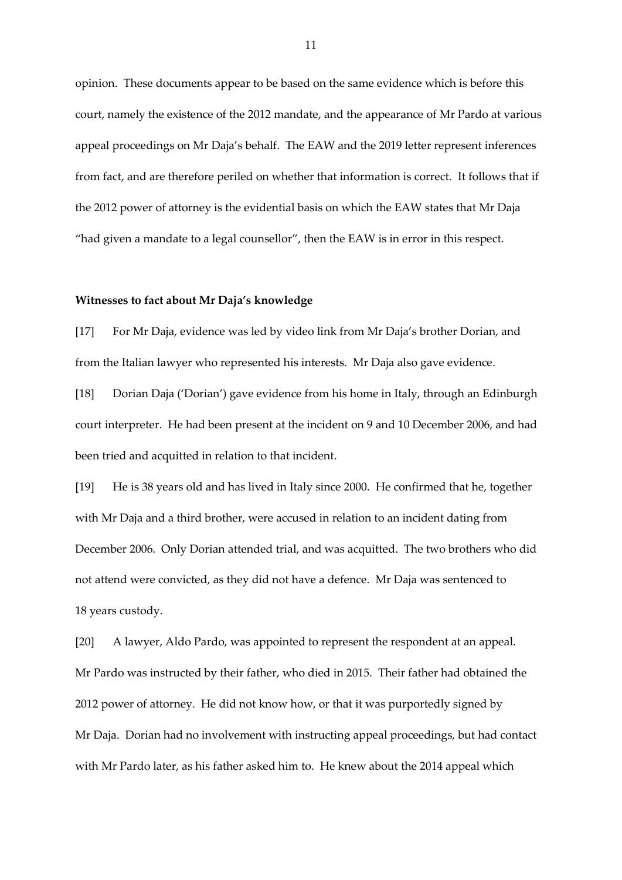opinion. These documents appear to be based on the same evidence which is before this court, namely the existence of the 2012 mandate, and the appearance of Mr Pardo at various appeal proceedings on Mr Daja's behalf. The EAW and the 2019 letter represent inferences from fact, and are therefore periled on whether that information is correct. It follows that if the 2012 power of attorney is the evidential basis on which the EAW states that Mr Daja "had given a mandate to a legal counsellor", then the EAW is in error in this respect.

**Witnesses to fact about Mr Daja's knowledge**

[17] For Mr Daja, evidence was led by video link from Mr Daja's brother Dorian, and from the Italian lawyer who represented his interests. Mr Daja also gave evidence.

[18] Dorian Daja ('Dorian') gave evidence from his home in Italy, through an Edinburgh court interpreter. He had been present at the incident on 9 and 10 December 2006, and had been tried and acquitted in relation to that incident.

[19] He is 38 years old and has lived in Italy since 2000. He confirmed that he, together with Mr Daja and a third brother, were accused in relation to an incident dating from December 2006. Only Dorian attended trial, and was acquitted. The two brothers who did not attend were convicted, as they did not have a defence. Mr Daja was sentenced to 18 years custody.

[20] A lawyer, Aldo Pardo, was appointed to represent the respondent at an appeal. Mr Pardo was instructed by their father, who died in 2015. Their father had obtained the 2012 power of attorney. He did not know how, or that it was purportedly signed by Mr Daja. Dorian had no involvement with instructing appeal proceedings, but had contact with Mr Pardo later, as his father asked him to. He knew about the 2014 appeal which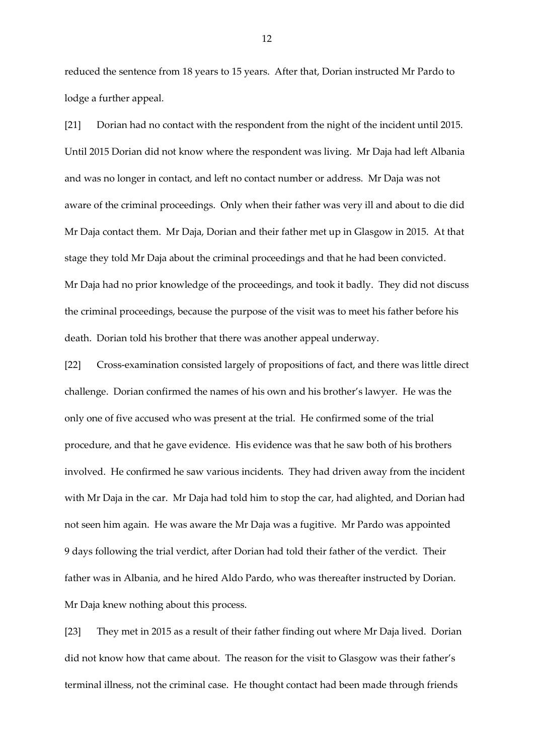reduced the sentence from 18 years to 15 years. After that, Dorian instructed Mr Pardo to lodge a further appeal.

[21] Dorian had no contact with the respondent from the night of the incident until 2015. Until 2015 Dorian did not know where the respondent was living. Mr Daja had left Albania and was no longer in contact, and left no contact number or address. Mr Daja was not aware of the criminal proceedings. Only when their father was very ill and about to die did Mr Daja contact them. Mr Daja, Dorian and their father met up in Glasgow in 2015. At that stage they told Mr Daja about the criminal proceedings and that he had been convicted. Mr Daja had no prior knowledge of the proceedings, and took it badly. They did not discuss the criminal proceedings, because the purpose of the visit was to meet his father before his death. Dorian told his brother that there was another appeal underway.

[22] Cross-examination consisted largely of propositions of fact, and there was little direct challenge. Dorian confirmed the names of his own and his brother's lawyer. He was the only one of five accused who was present at the trial. He confirmed some of the trial procedure, and that he gave evidence. His evidence was that he saw both of his brothers involved. He confirmed he saw various incidents. They had driven away from the incident with Mr Daja in the car. Mr Daja had told him to stop the car, had alighted, and Dorian had not seen him again. He was aware the Mr Daja was a fugitive. Mr Pardo was appointed 9 days following the trial verdict, after Dorian had told their father of the verdict. Their father was in Albania, and he hired Aldo Pardo, who was thereafter instructed by Dorian. Mr Daja knew nothing about this process.

[23] They met in 2015 as a result of their father finding out where Mr Daja lived. Dorian did not know how that came about. The reason for the visit to Glasgow was their father's terminal illness, not the criminal case. He thought contact had been made through friends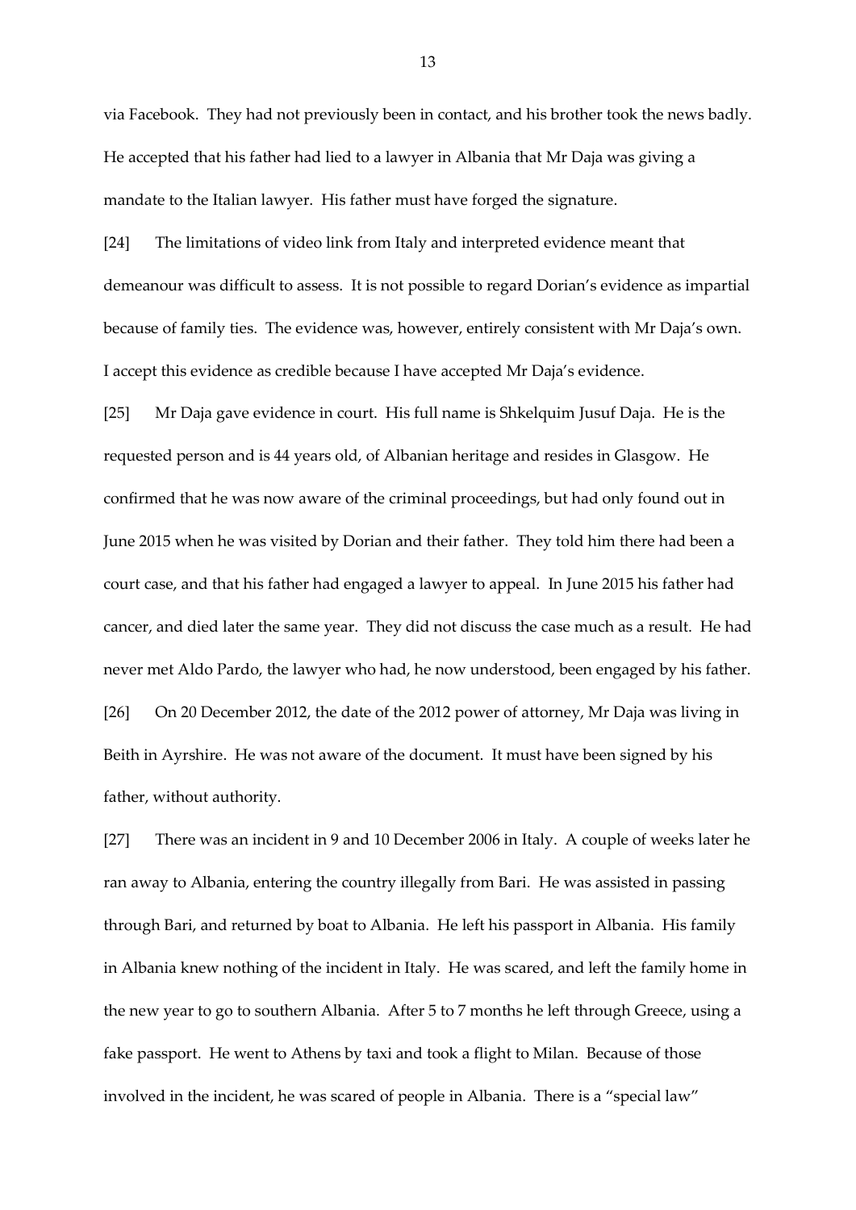via Facebook. They had not previously been in contact, and his brother took the news badly. He accepted that his father had lied to a lawyer in Albania that Mr Daja was giving a mandate to the Italian lawyer. His father must have forged the signature.

[24] The limitations of video link from Italy and interpreted evidence meant that demeanour was difficult to assess. It is not possible to regard Dorian's evidence as impartial because of family ties. The evidence was, however, entirely consistent with Mr Daja's own. I accept this evidence as credible because I have accepted Mr Daja's evidence.

[25] Mr Daja gave evidence in court. His full name is Shkelquim Jusuf Daja. He is the requested person and is 44 years old, of Albanian heritage and resides in Glasgow. He confirmed that he was now aware of the criminal proceedings, but had only found out in June 2015 when he was visited by Dorian and their father. They told him there had been a court case, and that his father had engaged a lawyer to appeal. In June 2015 his father had cancer, and died later the same year. They did not discuss the case much as a result. He had never met Aldo Pardo, the lawyer who had, he now understood, been engaged by his father.

[26] On 20 December 2012, the date of the 2012 power of attorney, Mr Daja was living in Beith in Ayrshire. He was not aware of the document. It must have been signed by his father, without authority.

[27] There was an incident in 9 and 10 December 2006 in Italy. A couple of weeks later he ran away to Albania, entering the country illegally from Bari. He was assisted in passing through Bari, and returned by boat to Albania. He left his passport in Albania. His family in Albania knew nothing of the incident in Italy. He was scared, and left the family home in the new year to go to southern Albania. After 5 to 7 months he left through Greece, using a fake passport. He went to Athens by taxi and took a flight to Milan. Because of those involved in the incident, he was scared of people in Albania. There is a "special law"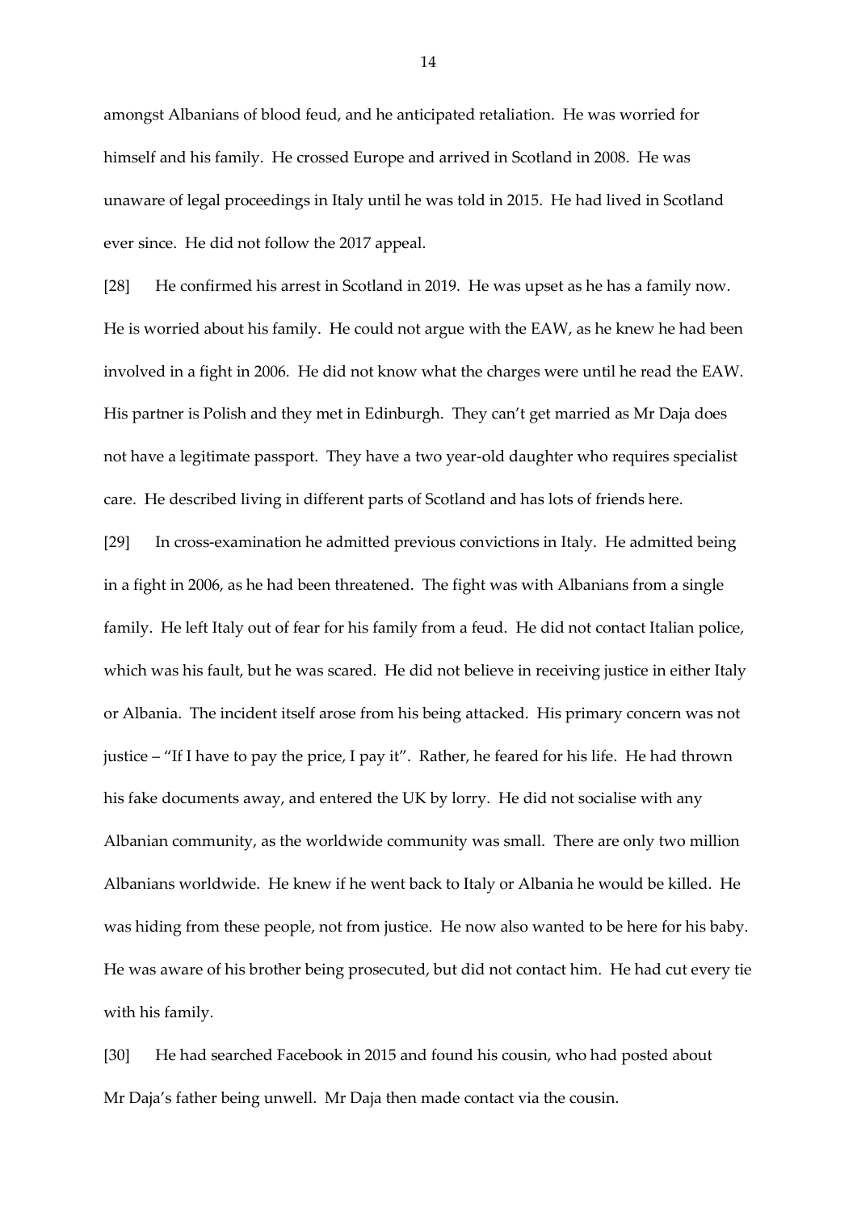amongst Albanians of blood feud, and he anticipated retaliation. He was worried for himself and his family. He crossed Europe and arrived in Scotland in 2008. He was unaware of legal proceedings in Italy until he was told in 2015. He had lived in Scotland ever since. He did not follow the 2017 appeal.

[28] He confirmed his arrest in Scotland in 2019. He was upset as he has a family now. He is worried about his family. He could not argue with the EAW, as he knew he had been involved in a fight in 2006. He did not know what the charges were until he read the EAW. His partner is Polish and they met in Edinburgh. They can't get married as Mr Daja does not have a legitimate passport. They have a two year-old daughter who requires specialist care. He described living in different parts of Scotland and has lots of friends here.

[29] In cross-examination he admitted previous convictions in Italy. He admitted being in a fight in 2006, as he had been threatened. The fight was with Albanians from a single family. He left Italy out of fear for his family from a feud. He did not contact Italian police, which was his fault, but he was scared. He did not believe in receiving justice in either Italy or Albania. The incident itself arose from his being attacked. His primary concern was not justice – "If I have to pay the price, I pay it". Rather, he feared for his life. He had thrown his fake documents away, and entered the UK by lorry. He did not socialise with any Albanian community, as the worldwide community was small. There are only two million Albanians worldwide. He knew if he went back to Italy or Albania he would be killed. He was hiding from these people, not from justice. He now also wanted to be here for his baby. He was aware of his brother being prosecuted, but did not contact him. He had cut every tie with his family.

[30] He had searched Facebook in 2015 and found his cousin, who had posted about Mr Daja's father being unwell. Mr Daja then made contact via the cousin.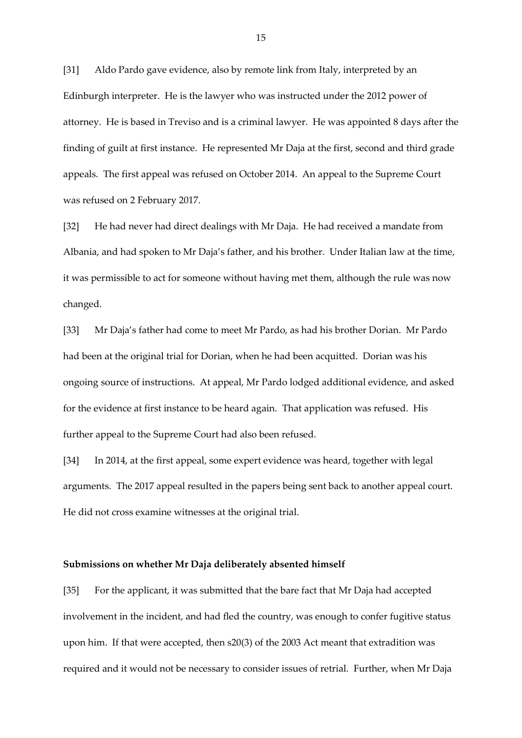[31] Aldo Pardo gave evidence, also by remote link from Italy, interpreted by an Edinburgh interpreter. He is the lawyer who was instructed under the 2012 power of attorney. He is based in Treviso and is a criminal lawyer. He was appointed 8 days after the finding of guilt at first instance. He represented Mr Daja at the first, second and third grade appeals. The first appeal was refused on October 2014. An appeal to the Supreme Court was refused on 2 February 2017.

[32] He had never had direct dealings with Mr Daja. He had received a mandate from Albania, and had spoken to Mr Daja's father, and his brother. Under Italian law at the time, it was permissible to act for someone without having met them, although the rule was now changed.

[33] Mr Daja's father had come to meet Mr Pardo, as had his brother Dorian. Mr Pardo had been at the original trial for Dorian, when he had been acquitted. Dorian was his ongoing source of instructions. At appeal, Mr Pardo lodged additional evidence, and asked for the evidence at first instance to be heard again. That application was refused. His further appeal to the Supreme Court had also been refused.

[34] In 2014, at the first appeal, some expert evidence was heard, together with legal arguments. The 2017 appeal resulted in the papers being sent back to another appeal court. He did not cross examine witnesses at the original trial.

### Submissions on whether Mr Daja deliberately absented himself

[35] For the applicant, it was submitted that the bare fact that Mr Daja had accepted involvement in the incident, and had fled the country, was enough to confer fugitive status upon him. If that were accepted, then s20(3) of the 2003 Act meant that extradition was required and it would not be necessary to consider issues of retrial. Further, when Mr Daja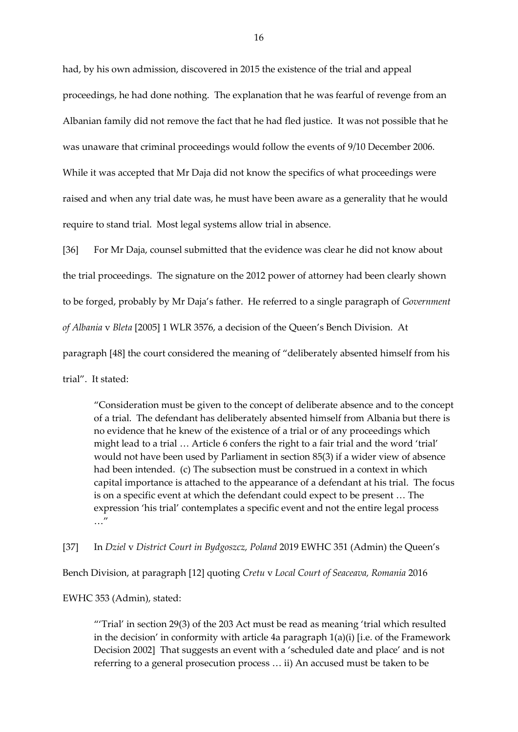had, by his own admission, discovered in 2015 the existence of the trial and appeal proceedings, he had done nothing. The explanation that he was fearful of revenge from an Albanian family did not remove the fact that he had fled justice. It was not possible that he was unaware that criminal proceedings would follow the events of 9/10 December 2006. While it was accepted that Mr Daja did not know the specifics of what proceedings were raised and when any trial date was, he must have been aware as a generality that he would require to stand trial. Most legal systems allow trial in absence.

[36] For Mr Daja, counsel submitted that the evidence was clear he did not know about the trial proceedings. The signature on the 2012 power of attorney had been clearly shown to be forged, probably by Mr Daja's father. He referred to a single paragraph of *Government of Albania* v *Bleta* [2005] 1 WLR 3576, a decision of the Queen's Bench Division. At paragraph [48] the court considered the meaning of "deliberately absented himself from his trial". It stated:

> "Consideration must be given to the concept of deliberate absence and to the concept of a trial. The defendant has deliberately absented himself from Albania but there is no evidence that he knew of the existence of a trial or of any proceedings which might lead to a trial … Article 6 confers the right to a fair trial and the word 'trial' would not have been used by Parliament in section 85(3) if a wider view of absence had been intended. (c) The subsection must be construed in a context in which capital importance is attached to the appearance of a defendant at his trial. The focus is on a specific event at which the defendant could expect to be present … The expression 'his trial' contemplates a specific event and not the entire legal process …"

[37] In *Dziel* v *District Court in Bydgoszcz, Poland* 2019 EWHC 351 (Admin) the Queen's Bench Division, at paragraph [12] quoting *Cretu* v *Local Court of Seaceava, Romania* 2016 EWHC 353 (Admin), stated:

> "'Trial' in section 29(3) of the 203 Act must be read as meaning 'trial which resulted in the decision' in conformity with article 4a paragraph 1(a)(i) [i.e. of the Framework Decision 2002] That suggests an event with a 'scheduled date and place' and is not referring to a general prosecution process … ii) An accused must be taken to be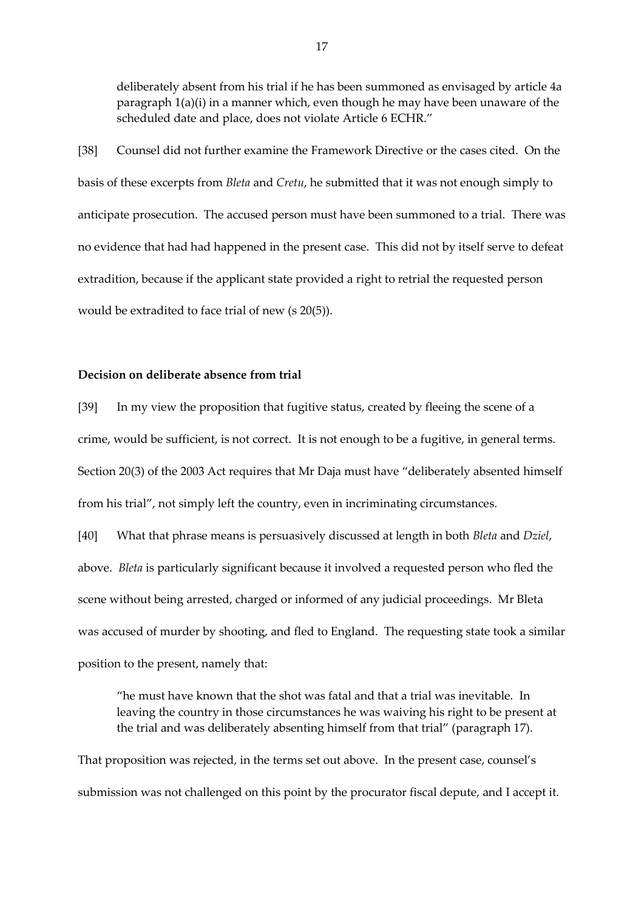> deliberately absent from his trial if he has been summoned as envisaged by article 4a paragraph 1(a)(i) in a manner which, even though he may have been unaware of the scheduled date and place, does not violate Article 6 ECHR."

[38] Counsel did not further examine the Framework Directive or the cases cited. On the basis of these excerpts from *Bleta* and *Cretu*, he submitted that it was not enough simply to anticipate prosecution. The accused person must have been summoned to a trial. There was no evidence that had had happened in the present case. This did not by itself serve to defeat extradition, because if the applicant state provided a right to retrial the requested person would be extradited to face trial of new (s 20(5)).

**Decision on deliberate absence from trial**

[39] In my view the proposition that fugitive status, created by fleeing the scene of a crime, would be sufficient, is not correct. It is not enough to be a fugitive, in general terms. Section 20(3) of the 2003 Act requires that Mr Daja must have "deliberately absented himself from his trial", not simply left the country, even in incriminating circumstances.

[40] What that phrase means is persuasively discussed at length in both *Bleta* and *Dziel*, above. *Bleta* is particularly significant because it involved a requested person who fled the scene without being arrested, charged or informed of any judicial proceedings. Mr Bleta was accused of murder by shooting, and fled to England. The requesting state took a similar position to the present, namely that:

> "he must have known that the shot was fatal and that a trial was inevitable. In leaving the country in those circumstances he was waiving his right to be present at the trial and was deliberately absenting himself from that trial" (paragraph 17).

That proposition was rejected, in the terms set out above. In the present case, counsel's submission was not challenged on this point by the procurator fiscal depute, and I accept it.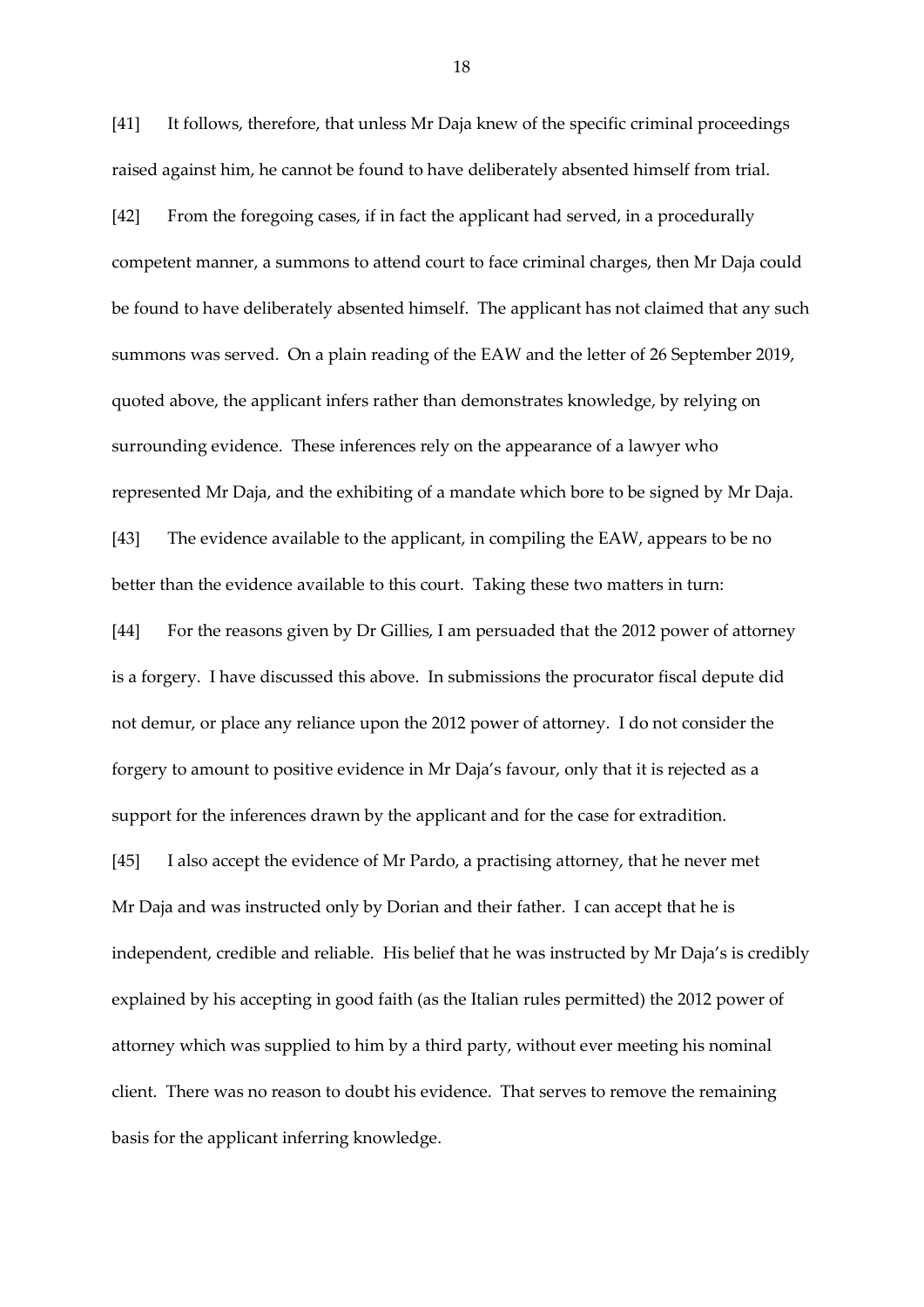[41] It follows, therefore, that unless Mr Daja knew of the specific criminal proceedings raised against him, he cannot be found to have deliberately absented himself from trial.

[42] From the foregoing cases, if in fact the applicant had served, in a procedurally competent manner, a summons to attend court to face criminal charges, then Mr Daja could be found to have deliberately absented himself. The applicant has not claimed that any such summons was served. On a plain reading of the EAW and the letter of 26 September 2019, quoted above, the applicant infers rather than demonstrates knowledge, by relying on surrounding evidence. These inferences rely on the appearance of a lawyer who represented Mr Daja, and the exhibiting of a mandate which bore to be signed by Mr Daja.

[43] The evidence available to the applicant, in compiling the EAW, appears to be no better than the evidence available to this court. Taking these two matters in turn:

[44] For the reasons given by Dr Gillies, I am persuaded that the 2012 power of attorney is a forgery. I have discussed this above. In submissions the procurator fiscal depute did not demur, or place any reliance upon the 2012 power of attorney. I do not consider the forgery to amount to positive evidence in Mr Daja's favour, only that it is rejected as a support for the inferences drawn by the applicant and for the case for extradition.

[45] I also accept the evidence of Mr Pardo, a practising attorney, that he never met Mr Daja and was instructed only by Dorian and their father. I can accept that he is independent, credible and reliable. His belief that he was instructed by Mr Daja's is credibly explained by his accepting in good faith (as the Italian rules permitted) the 2012 power of attorney which was supplied to him by a third party, without ever meeting his nominal client. There was no reason to doubt his evidence. That serves to remove the remaining basis for the applicant inferring knowledge.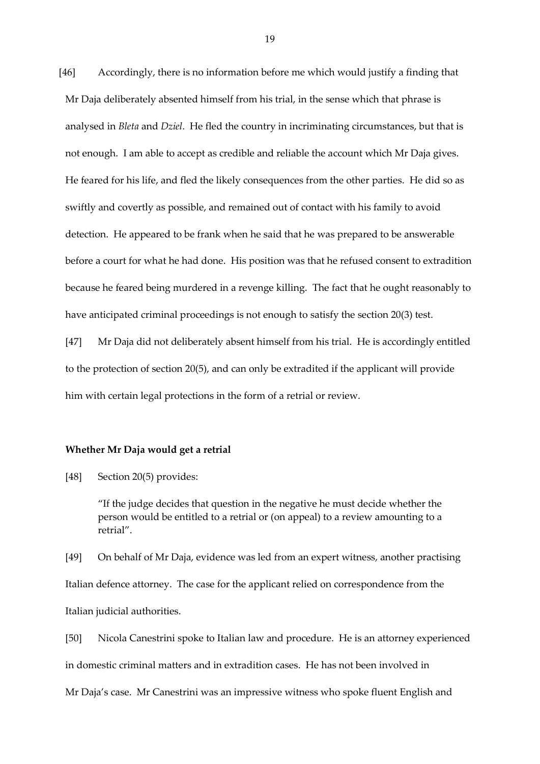[46] Accordingly, there is no information before me which would justify a finding that Mr Daja deliberately absented himself from his trial, in the sense which that phrase is analysed in *Bleta* and *Dziel*. He fled the country in incriminating circumstances, but that is not enough. I am able to accept as credible and reliable the account which Mr Daja gives. He feared for his life, and fled the likely consequences from the other parties. He did so as swiftly and covertly as possible, and remained out of contact with his family to avoid detection. He appeared to be frank when he said that he was prepared to be answerable before a court for what he had done. His position was that he refused consent to extradition because he feared being murdered in a revenge killing. The fact that he ought reasonably to have anticipated criminal proceedings is not enough to satisfy the section 20(3) test.

[47] Mr Daja did not deliberately absent himself from his trial. He is accordingly entitled to the protection of section 20(5), and can only be extradited if the applicant will provide him with certain legal protections in the form of a retrial or review.

**Whether Mr Daja would get a retrial**

[48] Section 20(5) provides:

> "If the judge decides that question in the negative he must decide whether the person would be entitled to a retrial or (on appeal) to a review amounting to a retrial".

[49] On behalf of Mr Daja, evidence was led from an expert witness, another practising Italian defence attorney. The case for the applicant relied on correspondence from the Italian judicial authorities.

[50] Nicola Canestrini spoke to Italian law and procedure. He is an attorney experienced in domestic criminal matters and in extradition cases. He has not been involved in Mr Daja's case. Mr Canestrini was an impressive witness who spoke fluent English and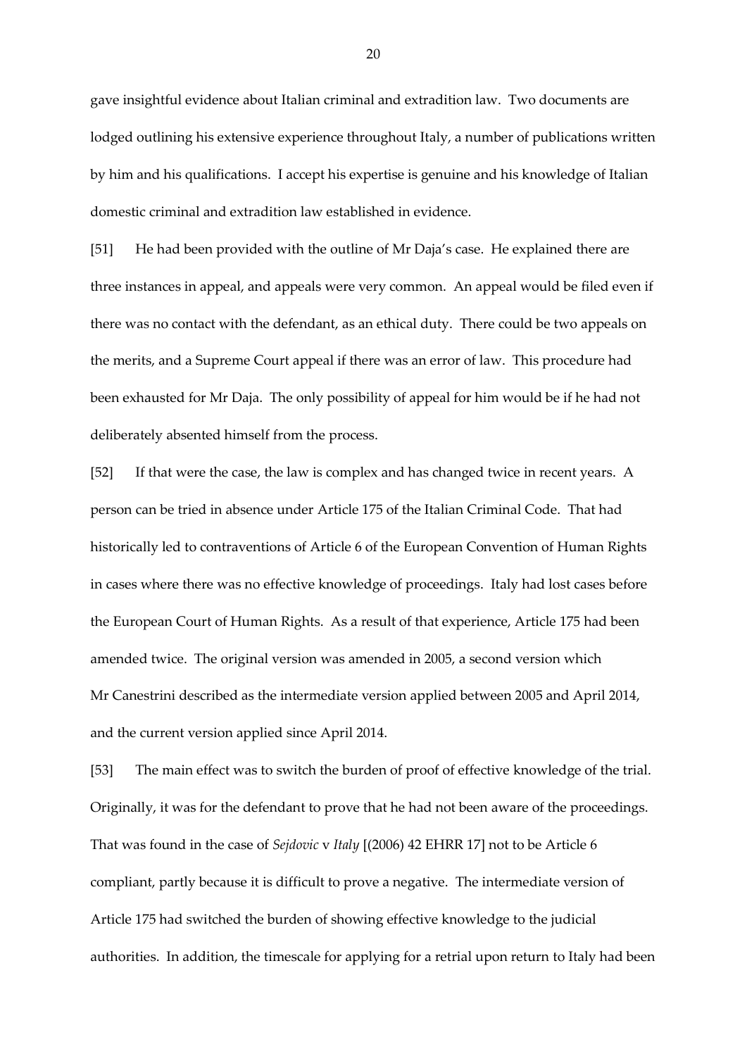gave insightful evidence about Italian criminal and extradition law. Two documents are lodged outlining his extensive experience throughout Italy, a number of publications written by him and his qualifications. I accept his expertise is genuine and his knowledge of Italian domestic criminal and extradition law established in evidence.

[51] He had been provided with the outline of Mr Daja's case. He explained there are three instances in appeal, and appeals were very common. An appeal would be filed even if there was no contact with the defendant, as an ethical duty. There could be two appeals on the merits, and a Supreme Court appeal if there was an error of law. This procedure had been exhausted for Mr Daja. The only possibility of appeal for him would be if he had not deliberately absented himself from the process.

[52] If that were the case, the law is complex and has changed twice in recent years. A person can be tried in absence under Article 175 of the Italian Criminal Code. That had historically led to contraventions of Article 6 of the European Convention of Human Rights in cases where there was no effective knowledge of proceedings. Italy had lost cases before the European Court of Human Rights. As a result of that experience, Article 175 had been amended twice. The original version was amended in 2005, a second version which Mr Canestrini described as the intermediate version applied between 2005 and April 2014, and the current version applied since April 2014.

[53] The main effect was to switch the burden of proof of effective knowledge of the trial. Originally, it was for the defendant to prove that he had not been aware of the proceedings. That was found in the case of *Sejdovic* v *Italy* [(2006) 42 EHRR 17] not to be Article 6 compliant, partly because it is difficult to prove a negative. The intermediate version of Article 175 had switched the burden of showing effective knowledge to the judicial authorities. In addition, the timescale for applying for a retrial upon return to Italy had been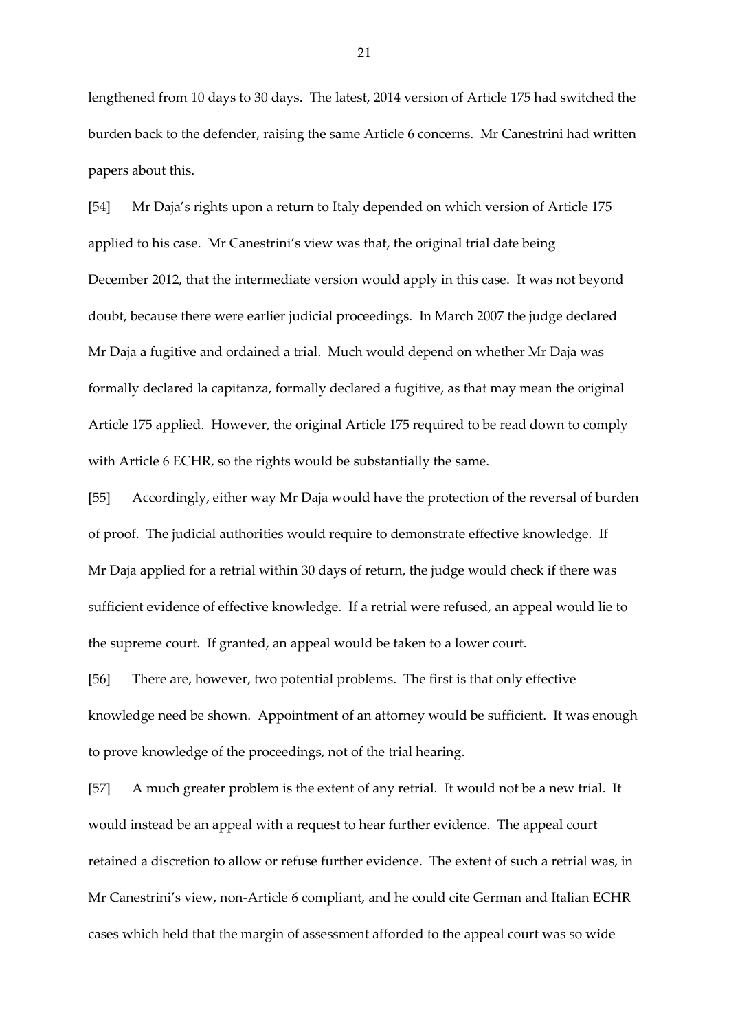lengthened from 10 days to 30 days. The latest, 2014 version of Article 175 had switched the burden back to the defender, raising the same Article 6 concerns. Mr Canestrini had written papers about this.

[54] Mr Daja's rights upon a return to Italy depended on which version of Article 175 applied to his case. Mr Canestrini's view was that, the original trial date being December 2012, that the intermediate version would apply in this case. It was not beyond doubt, because there were earlier judicial proceedings. In March 2007 the judge declared Mr Daja a fugitive and ordained a trial. Much would depend on whether Mr Daja was formally declared la capitanza, formally declared a fugitive, as that may mean the original Article 175 applied. However, the original Article 175 required to be read down to comply with Article 6 ECHR, so the rights would be substantially the same.

[55] Accordingly, either way Mr Daja would have the protection of the reversal of burden of proof. The judicial authorities would require to demonstrate effective knowledge. If Mr Daja applied for a retrial within 30 days of return, the judge would check if there was sufficient evidence of effective knowledge. If a retrial were refused, an appeal would lie to the supreme court. If granted, an appeal would be taken to a lower court.

[56] There are, however, two potential problems. The first is that only effective knowledge need be shown. Appointment of an attorney would be sufficient. It was enough to prove knowledge of the proceedings, not of the trial hearing.

[57] A much greater problem is the extent of any retrial. It would not be a new trial. It would instead be an appeal with a request to hear further evidence. The appeal court retained a discretion to allow or refuse further evidence. The extent of such a retrial was, in Mr Canestrini's view, non-Article 6 compliant, and he could cite German and Italian ECHR cases which held that the margin of assessment afforded to the appeal court was so wide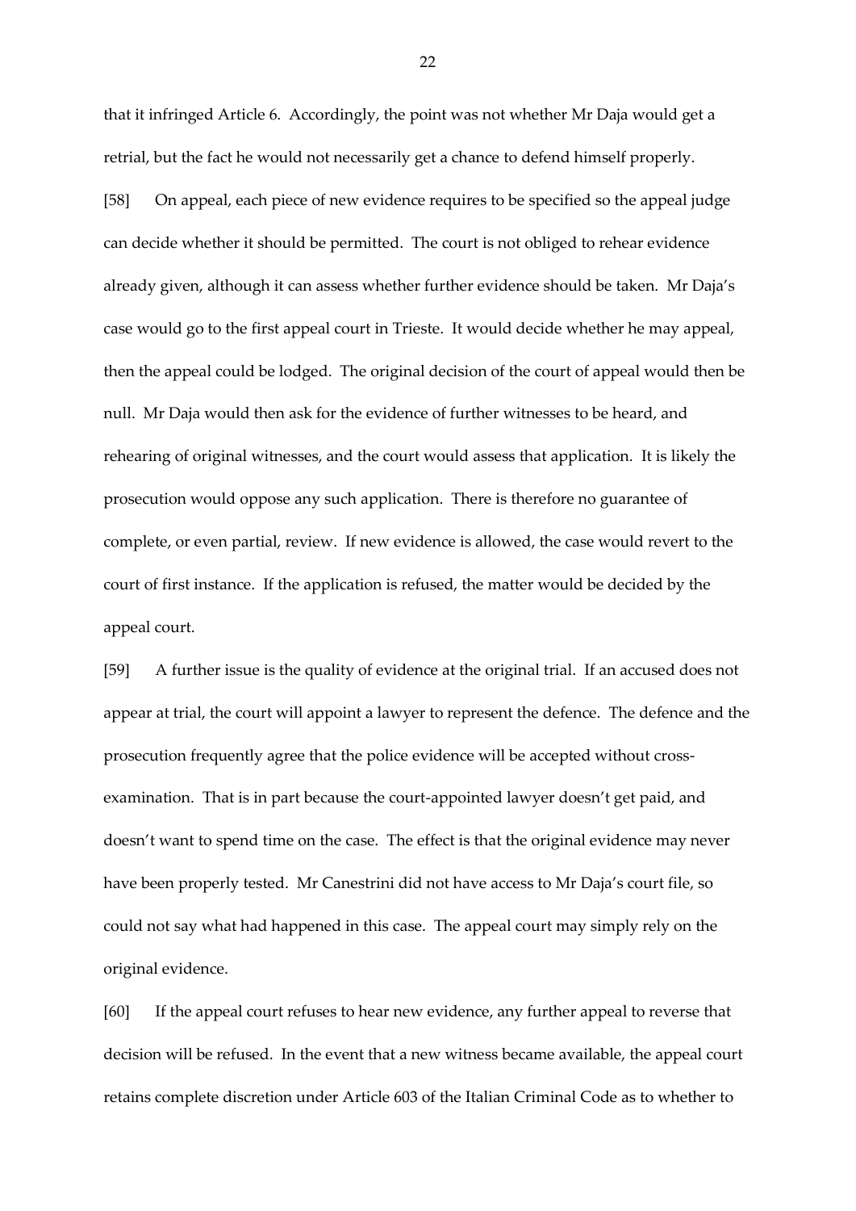that it infringed Article 6. Accordingly, the point was not whether Mr Daja would get a retrial, but the fact he would not necessarily get a chance to defend himself properly.

[58] On appeal, each piece of new evidence requires to be specified so the appeal judge can decide whether it should be permitted. The court is not obliged to rehear evidence already given, although it can assess whether further evidence should be taken. Mr Daja's case would go to the first appeal court in Trieste. It would decide whether he may appeal, then the appeal could be lodged. The original decision of the court of appeal would then be null. Mr Daja would then ask for the evidence of further witnesses to be heard, and rehearing of original witnesses, and the court would assess that application. It is likely the prosecution would oppose any such application. There is therefore no guarantee of complete, or even partial, review. If new evidence is allowed, the case would revert to the court of first instance. If the application is refused, the matter would be decided by the appeal court.

[59] A further issue is the quality of evidence at the original trial. If an accused does not appear at trial, the court will appoint a lawyer to represent the defence. The defence and the prosecution frequently agree that the police evidence will be accepted without cross-examination. That is in part because the court-appointed lawyer doesn't get paid, and doesn't want to spend time on the case. The effect is that the original evidence may never have been properly tested. Mr Canestrini did not have access to Mr Daja's court file, so could not say what had happened in this case. The appeal court may simply rely on the original evidence.

[60] If the appeal court refuses to hear new evidence, any further appeal to reverse that decision will be refused. In the event that a new witness became available, the appeal court retains complete discretion under Article 603 of the Italian Criminal Code as to whether to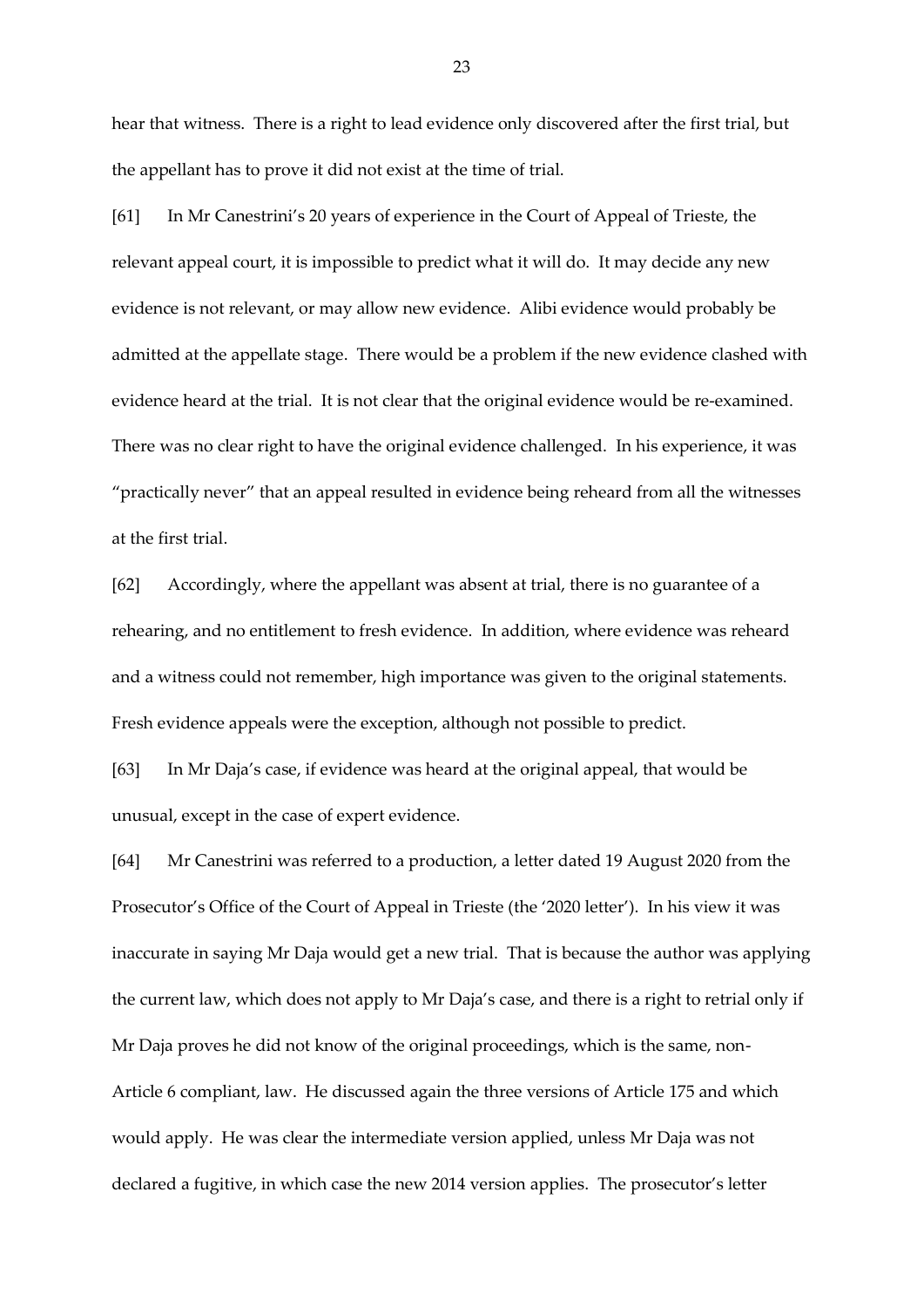hear that witness. There is a right to lead evidence only discovered after the first trial, but the appellant has to prove it did not exist at the time of trial.

[61] In Mr Canestrini's 20 years of experience in the Court of Appeal of Trieste, the relevant appeal court, it is impossible to predict what it will do. It may decide any new evidence is not relevant, or may allow new evidence. Alibi evidence would probably be admitted at the appellate stage. There would be a problem if the new evidence clashed with evidence heard at the trial. It is not clear that the original evidence would be re-examined. There was no clear right to have the original evidence challenged. In his experience, it was "practically never" that an appeal resulted in evidence being reheard from all the witnesses at the first trial.

[62] Accordingly, where the appellant was absent at trial, there is no guarantee of a rehearing, and no entitlement to fresh evidence. In addition, where evidence was reheard and a witness could not remember, high importance was given to the original statements. Fresh evidence appeals were the exception, although not possible to predict.

[63] In Mr Daja's case, if evidence was heard at the original appeal, that would be unusual, except in the case of expert evidence.

[64] Mr Canestrini was referred to a production, a letter dated 19 August 2020 from the Prosecutor's Office of the Court of Appeal in Trieste (the '2020 letter'). In his view it was inaccurate in saying Mr Daja would get a new trial. That is because the author was applying the current law, which does not apply to Mr Daja's case, and there is a right to retrial only if Mr Daja proves he did not know of the original proceedings, which is the same, non-Article 6 compliant, law. He discussed again the three versions of Article 175 and which would apply. He was clear the intermediate version applied, unless Mr Daja was not declared a fugitive, in which case the new 2014 version applies. The prosecutor's letter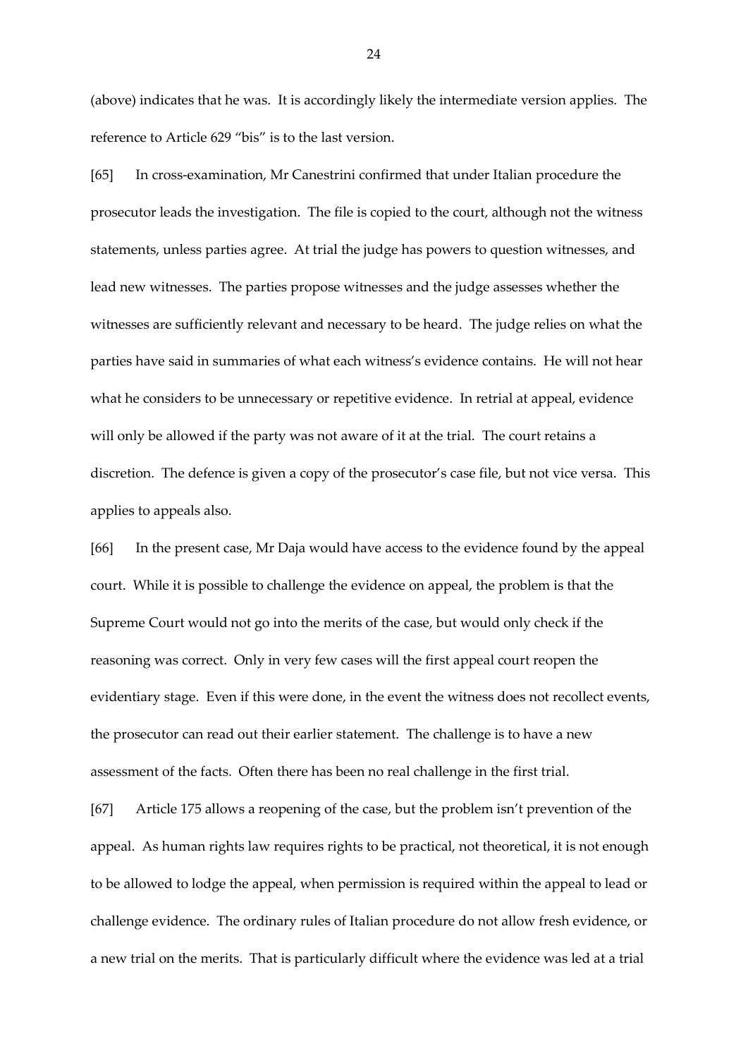(above) indicates that he was. It is accordingly likely the intermediate version applies. The reference to Article 629 "bis" is to the last version.

[65] In cross-examination, Mr Canestrini confirmed that under Italian procedure the prosecutor leads the investigation. The file is copied to the court, although not the witness statements, unless parties agree. At trial the judge has powers to question witnesses, and lead new witnesses. The parties propose witnesses and the judge assesses whether the witnesses are sufficiently relevant and necessary to be heard. The judge relies on what the parties have said in summaries of what each witness's evidence contains. He will not hear what he considers to be unnecessary or repetitive evidence. In retrial at appeal, evidence will only be allowed if the party was not aware of it at the trial. The court retains a discretion. The defence is given a copy of the prosecutor's case file, but not vice versa. This applies to appeals also.

[66] In the present case, Mr Daja would have access to the evidence found by the appeal court. While it is possible to challenge the evidence on appeal, the problem is that the Supreme Court would not go into the merits of the case, but would only check if the reasoning was correct. Only in very few cases will the first appeal court reopen the evidentiary stage. Even if this were done, in the event the witness does not recollect events, the prosecutor can read out their earlier statement. The challenge is to have a new assessment of the facts. Often there has been no real challenge in the first trial.

[67] Article 175 allows a reopening of the case, but the problem isn't prevention of the appeal. As human rights law requires rights to be practical, not theoretical, it is not enough to be allowed to lodge the appeal, when permission is required within the appeal to lead or challenge evidence. The ordinary rules of Italian procedure do not allow fresh evidence, or a new trial on the merits. That is particularly difficult where the evidence was led at a trial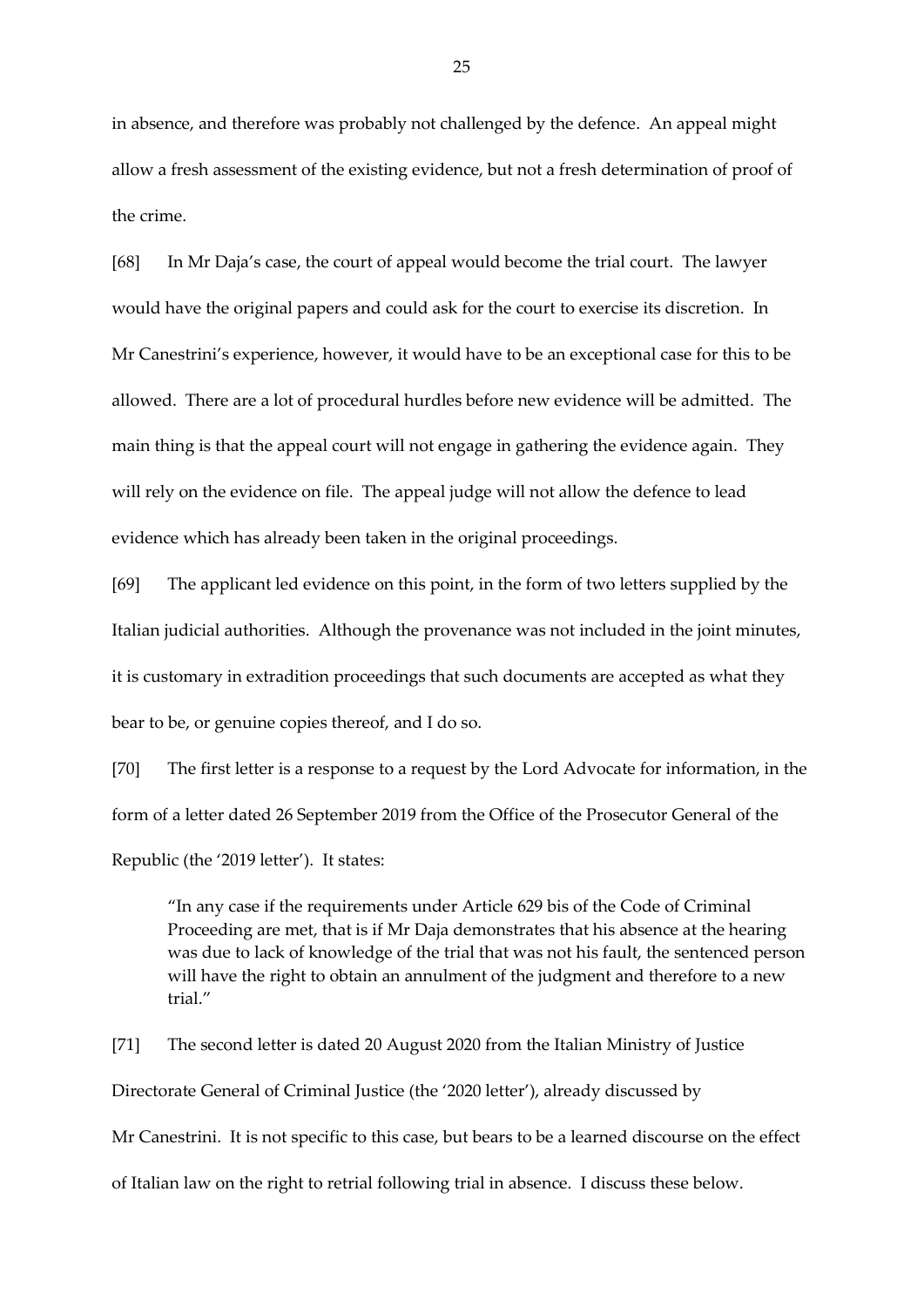in absence, and therefore was probably not challenged by the defence. An appeal might allow a fresh assessment of the existing evidence, but not a fresh determination of proof of the crime.

[68] In Mr Daja's case, the court of appeal would become the trial court. The lawyer would have the original papers and could ask for the court to exercise its discretion. In Mr Canestrini's experience, however, it would have to be an exceptional case for this to be allowed. There are a lot of procedural hurdles before new evidence will be admitted. The main thing is that the appeal court will not engage in gathering the evidence again. They will rely on the evidence on file. The appeal judge will not allow the defence to lead evidence which has already been taken in the original proceedings.

[69] The applicant led evidence on this point, in the form of two letters supplied by the Italian judicial authorities. Although the provenance was not included in the joint minutes, it is customary in extradition proceedings that such documents are accepted as what they bear to be, or genuine copies thereof, and I do so.

[70] The first letter is a response to a request by the Lord Advocate for information, in the form of a letter dated 26 September 2019 from the Office of the Prosecutor General of the Republic (the '2019 letter'). It states:

> "In any case if the requirements under Article 629 bis of the Code of Criminal Proceeding are met, that is if Mr Daja demonstrates that his absence at the hearing was due to lack of knowledge of the trial that was not his fault, the sentenced person will have the right to obtain an annulment of the judgment and therefore to a new trial."

[71] The second letter is dated 20 August 2020 from the Italian Ministry of Justice Directorate General of Criminal Justice (the '2020 letter'), already discussed by Mr Canestrini. It is not specific to this case, but bears to be a learned discourse on the effect of Italian law on the right to retrial following trial in absence. I discuss these below.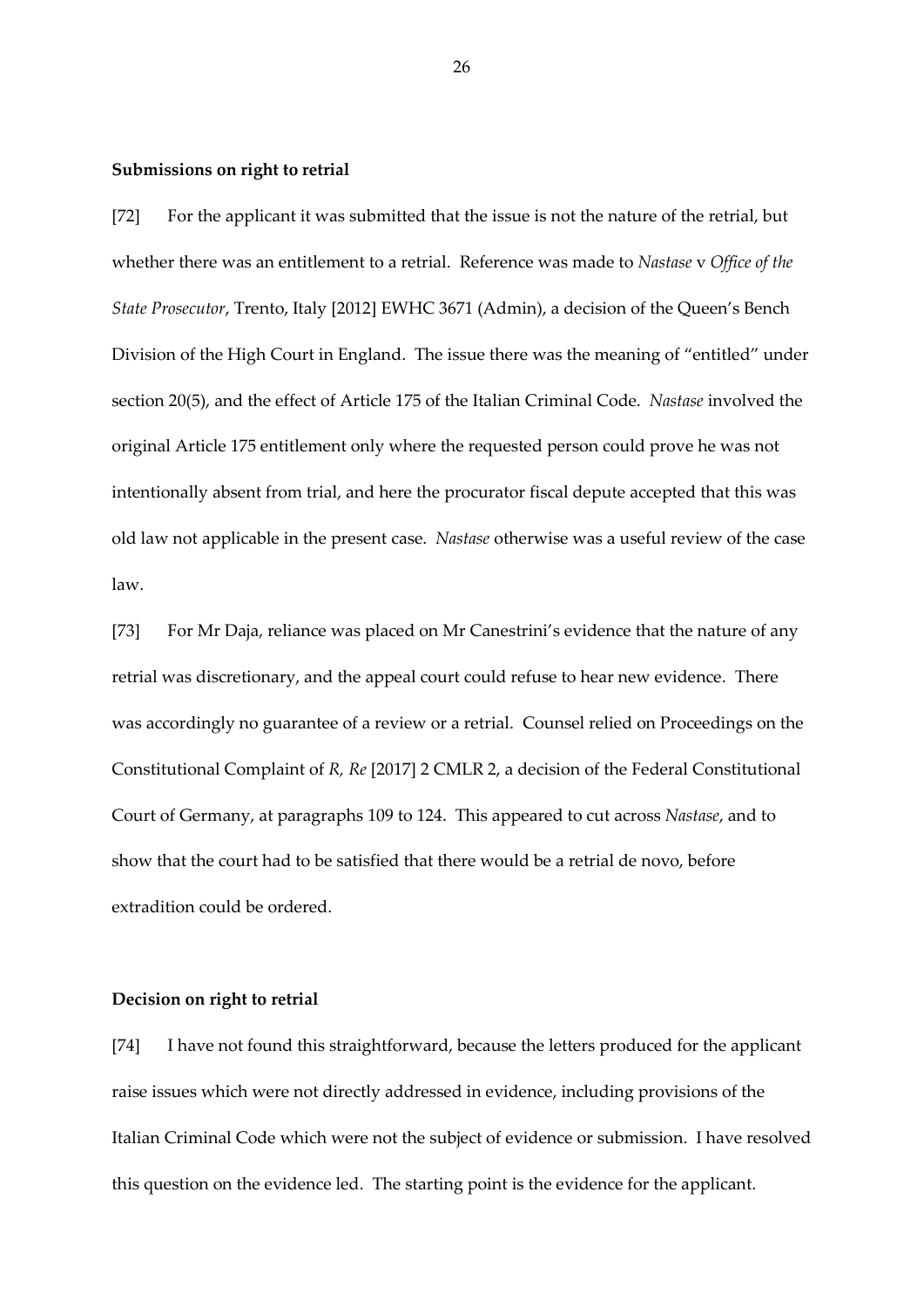**Submissions on right to retrial**

[72] For the applicant it was submitted that the issue is not the nature of the retrial, but whether there was an entitlement to a retrial. Reference was made to *Nastase* v *Office of the State Prosecutor*, Trento, Italy [2012] EWHC 3671 (Admin), a decision of the Queen's Bench Division of the High Court in England. The issue there was the meaning of "entitled" under section 20(5), and the effect of Article 175 of the Italian Criminal Code. *Nastase* involved the original Article 175 entitlement only where the requested person could prove he was not intentionally absent from trial, and here the procurator fiscal depute accepted that this was old law not applicable in the present case. *Nastase* otherwise was a useful review of the case law.

[73] For Mr Daja, reliance was placed on Mr Canestrini's evidence that the nature of any retrial was discretionary, and the appeal court could refuse to hear new evidence. There was accordingly no guarantee of a review or a retrial. Counsel relied on Proceedings on the Constitutional Complaint of *R, Re* [2017] 2 CMLR 2, a decision of the Federal Constitutional Court of Germany, at paragraphs 109 to 124. This appeared to cut across *Nastase*, and to show that the court had to be satisfied that there would be a retrial de novo, before extradition could be ordered.

**Decision on right to retrial**

[74] I have not found this straightforward, because the letters produced for the applicant raise issues which were not directly addressed in evidence, including provisions of the Italian Criminal Code which were not the subject of evidence or submission. I have resolved this question on the evidence led. The starting point is the evidence for the applicant.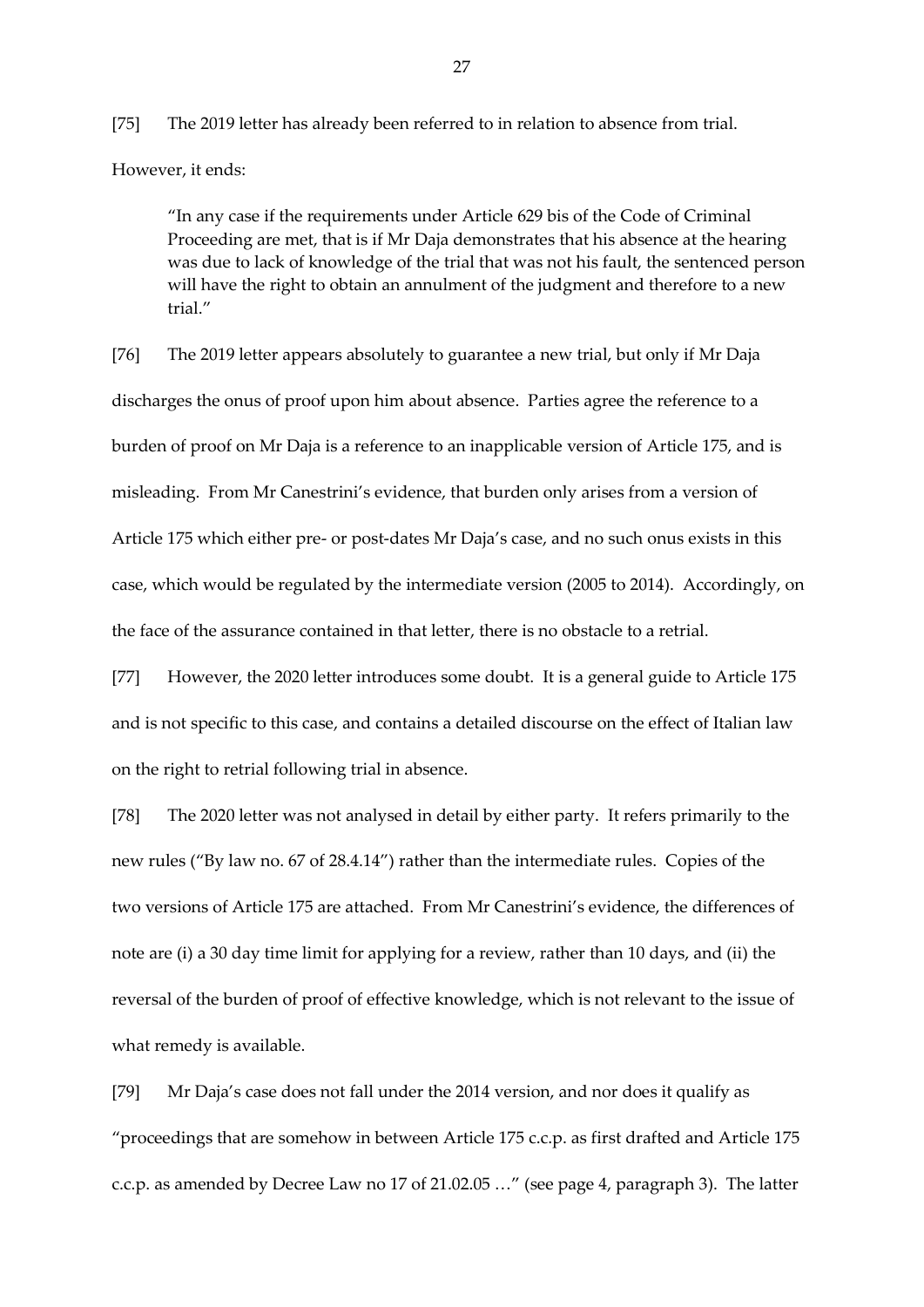[75] The 2019 letter has already been referred to in relation to absence from trial. However, it ends:

> "In any case if the requirements under Article 629 bis of the Code of Criminal Proceeding are met, that is if Mr Daja demonstrates that his absence at the hearing was due to lack of knowledge of the trial that was not his fault, the sentenced person will have the right to obtain an annulment of the judgment and therefore to a new trial."

[76] The 2019 letter appears absolutely to guarantee a new trial, but only if Mr Daja discharges the onus of proof upon him about absence. Parties agree the reference to a burden of proof on Mr Daja is a reference to an inapplicable version of Article 175, and is misleading. From Mr Canestrini's evidence, that burden only arises from a version of Article 175 which either pre- or post-dates Mr Daja's case, and no such onus exists in this case, which would be regulated by the intermediate version (2005 to 2014). Accordingly, on the face of the assurance contained in that letter, there is no obstacle to a retrial.

[77] However, the 2020 letter introduces some doubt. It is a general guide to Article 175 and is not specific to this case, and contains a detailed discourse on the effect of Italian law on the right to retrial following trial in absence.

[78] The 2020 letter was not analysed in detail by either party. It refers primarily to the new rules ("By law no. 67 of 28.4.14") rather than the intermediate rules. Copies of the two versions of Article 175 are attached. From Mr Canestrini's evidence, the differences of note are (i) a 30 day time limit for applying for a review, rather than 10 days, and (ii) the reversal of the burden of proof of effective knowledge, which is not relevant to the issue of what remedy is available.

[79] Mr Daja's case does not fall under the 2014 version, and nor does it qualify as "proceedings that are somehow in between Article 175 c.c.p. as first drafted and Article 175 c.c.p. as amended by Decree Law no 17 of 21.02.05 …" (see page 4, paragraph 3). The latter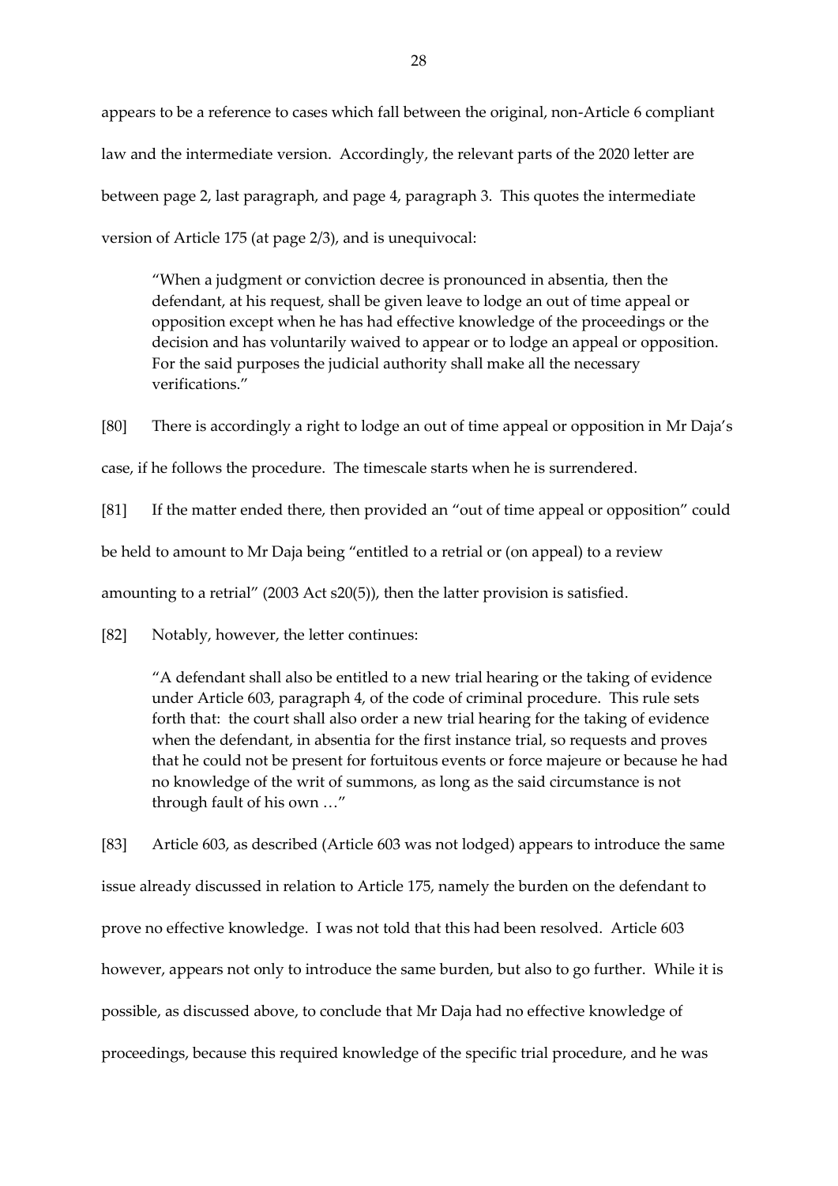appears to be a reference to cases which fall between the original, non-Article 6 compliant law and the intermediate version. Accordingly, the relevant parts of the 2020 letter are between page 2, last paragraph, and page 4, paragraph 3. This quotes the intermediate version of Article 175 (at page 2/3), and is unequivocal:

> "When a judgment or conviction decree is pronounced in absentia, then the defendant, at his request, shall be given leave to lodge an out of time appeal or opposition except when he has had effective knowledge of the proceedings or the decision and has voluntarily waived to appear or to lodge an appeal or opposition. For the said purposes the judicial authority shall make all the necessary verifications."

[80] There is accordingly a right to lodge an out of time appeal or opposition in Mr Daja's case, if he follows the procedure. The timescale starts when he is surrendered.

[81] If the matter ended there, then provided an "out of time appeal or opposition" could be held to amount to Mr Daja being "entitled to a retrial or (on appeal) to a review amounting to a retrial" (2003 Act s20(5)), then the latter provision is satisfied.

[82] Notably, however, the letter continues:

> "A defendant shall also be entitled to a new trial hearing or the taking of evidence under Article 603, paragraph 4, of the code of criminal procedure. This rule sets forth that: the court shall also order a new trial hearing for the taking of evidence when the defendant, in absentia for the first instance trial, so requests and proves that he could not be present for fortuitous events or force majeure or because he had no knowledge of the writ of summons, as long as the said circumstance is not through fault of his own …"

[83] Article 603, as described (Article 603 was not lodged) appears to introduce the same issue already discussed in relation to Article 175, namely the burden on the defendant to prove no effective knowledge. I was not told that this had been resolved. Article 603 however, appears not only to introduce the same burden, but also to go further. While it is possible, as discussed above, to conclude that Mr Daja had no effective knowledge of proceedings, because this required knowledge of the specific trial procedure, and he was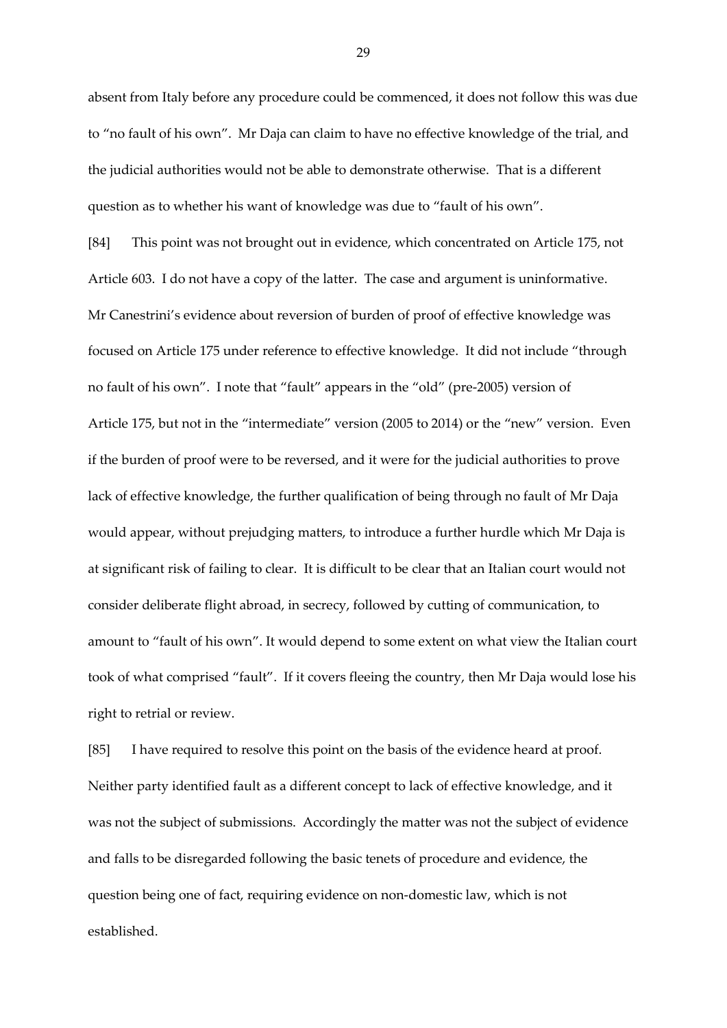absent from Italy before any procedure could be commenced, it does not follow this was due to "no fault of his own". Mr Daja can claim to have no effective knowledge of the trial, and the judicial authorities would not be able to demonstrate otherwise. That is a different question as to whether his want of knowledge was due to "fault of his own".

[84] This point was not brought out in evidence, which concentrated on Article 175, not Article 603. I do not have a copy of the latter. The case and argument is uninformative. Mr Canestrini's evidence about reversion of burden of proof of effective knowledge was focused on Article 175 under reference to effective knowledge. It did not include "through no fault of his own". I note that "fault" appears in the "old" (pre-2005) version of Article 175, but not in the "intermediate" version (2005 to 2014) or the "new" version. Even if the burden of proof were to be reversed, and it were for the judicial authorities to prove lack of effective knowledge, the further qualification of being through no fault of Mr Daja would appear, without prejudging matters, to introduce a further hurdle which Mr Daja is at significant risk of failing to clear. It is difficult to be clear that an Italian court would not consider deliberate flight abroad, in secrecy, followed by cutting of communication, to amount to "fault of his own". It would depend to some extent on what view the Italian court took of what comprised "fault". If it covers fleeing the country, then Mr Daja would lose his right to retrial or review.

[85] I have required to resolve this point on the basis of the evidence heard at proof. Neither party identified fault as a different concept to lack of effective knowledge, and it was not the subject of submissions. Accordingly the matter was not the subject of evidence and falls to be disregarded following the basic tenets of procedure and evidence, the question being one of fact, requiring evidence on non-domestic law, which is not established.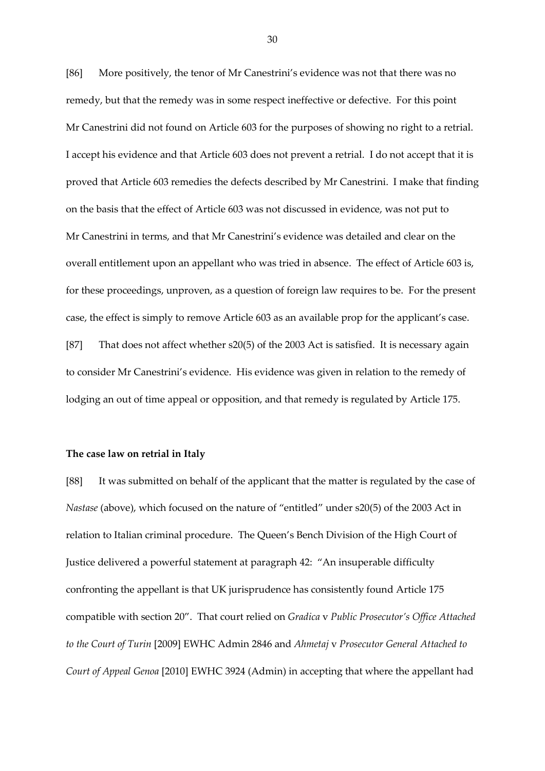[86] More positively, the tenor of Mr Canestrini's evidence was not that there was no remedy, but that the remedy was in some respect ineffective or defective. For this point Mr Canestrini did not found on Article 603 for the purposes of showing no right to a retrial. I accept his evidence and that Article 603 does not prevent a retrial. I do not accept that it is proved that Article 603 remedies the defects described by Mr Canestrini. I make that finding on the basis that the effect of Article 603 was not discussed in evidence, was not put to Mr Canestrini in terms, and that Mr Canestrini's evidence was detailed and clear on the overall entitlement upon an appellant who was tried in absence. The effect of Article 603 is, for these proceedings, unproven, as a question of foreign law requires to be. For the present case, the effect is simply to remove Article 603 as an available prop for the applicant's case.

[87] That does not affect whether s20(5) of the 2003 Act is satisfied. It is necessary again to consider Mr Canestrini's evidence. His evidence was given in relation to the remedy of lodging an out of time appeal or opposition, and that remedy is regulated by Article 175.

**The case law on retrial in Italy**

[88] It was submitted on behalf of the applicant that the matter is regulated by the case of *Nastase* (above), which focused on the nature of "entitled" under s20(5) of the 2003 Act in relation to Italian criminal procedure. The Queen's Bench Division of the High Court of Justice delivered a powerful statement at paragraph 42: "An insuperable difficulty confronting the appellant is that UK jurisprudence has consistently found Article 175 compatible with section 20". That court relied on *Gradica* v *Public Prosecutor's Office Attached to the Court of Turin* [2009] EWHC Admin 2846 and *Ahmetaj* v *Prosecutor General Attached to Court of Appeal Genoa* [2010] EWHC 3924 (Admin) in accepting that where the appellant had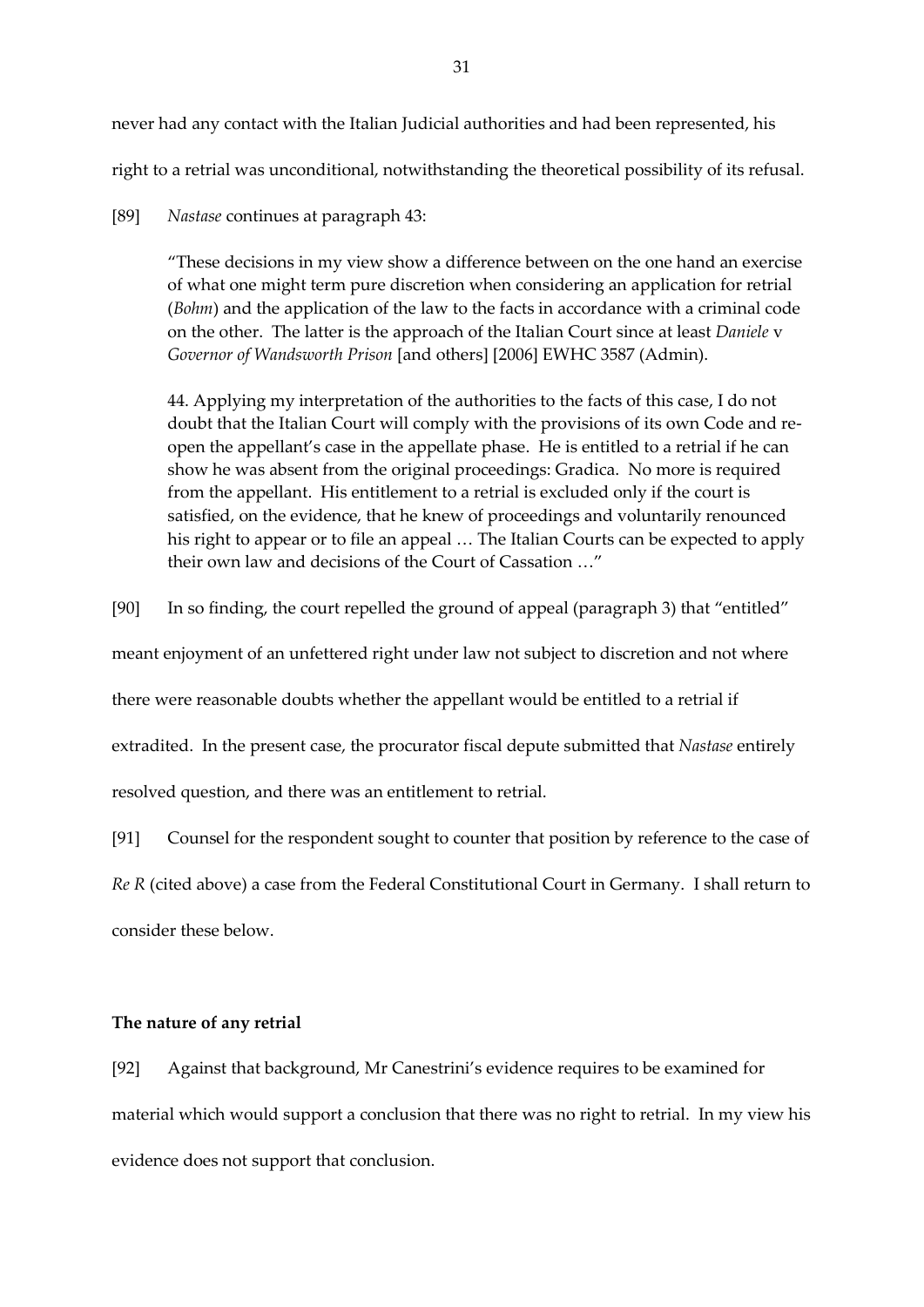never had any contact with the Italian Judicial authorities and had been represented, his right to a retrial was unconditional, notwithstanding the theoretical possibility of its refusal.

[89] *Nastase* continues at paragraph 43:

> "These decisions in my view show a difference between on the one hand an exercise of what one might term pure discretion when considering an application for retrial (*Bohm*) and the application of the law to the facts in accordance with a criminal code on the other. The latter is the approach of the Italian Court since at least *Daniele* v *Governor of Wandsworth Prison* [and others] [2006] EWHC 3587 (Admin).
>
> 44. Applying my interpretation of the authorities to the facts of this case, I do not doubt that the Italian Court will comply with the provisions of its own Code and re-open the appellant's case in the appellate phase. He is entitled to a retrial if he can show he was absent from the original proceedings: Gradica. No more is required from the appellant. His entitlement to a retrial is excluded only if the court is satisfied, on the evidence, that he knew of proceedings and voluntarily renounced his right to appear or to file an appeal … The Italian Courts can be expected to apply their own law and decisions of the Court of Cassation …"

[90] In so finding, the court repelled the ground of appeal (paragraph 3) that "entitled" meant enjoyment of an unfettered right under law not subject to discretion and not where there were reasonable doubts whether the appellant would be entitled to a retrial if extradited. In the present case, the procurator fiscal depute submitted that *Nastase* entirely resolved question, and there was an entitlement to retrial.

[91] Counsel for the respondent sought to counter that position by reference to the case of *Re R* (cited above) a case from the Federal Constitutional Court in Germany. I shall return to consider these below.

**The nature of any retrial**

[92] Against that background, Mr Canestrini's evidence requires to be examined for material which would support a conclusion that there was no right to retrial. In my view his evidence does not support that conclusion.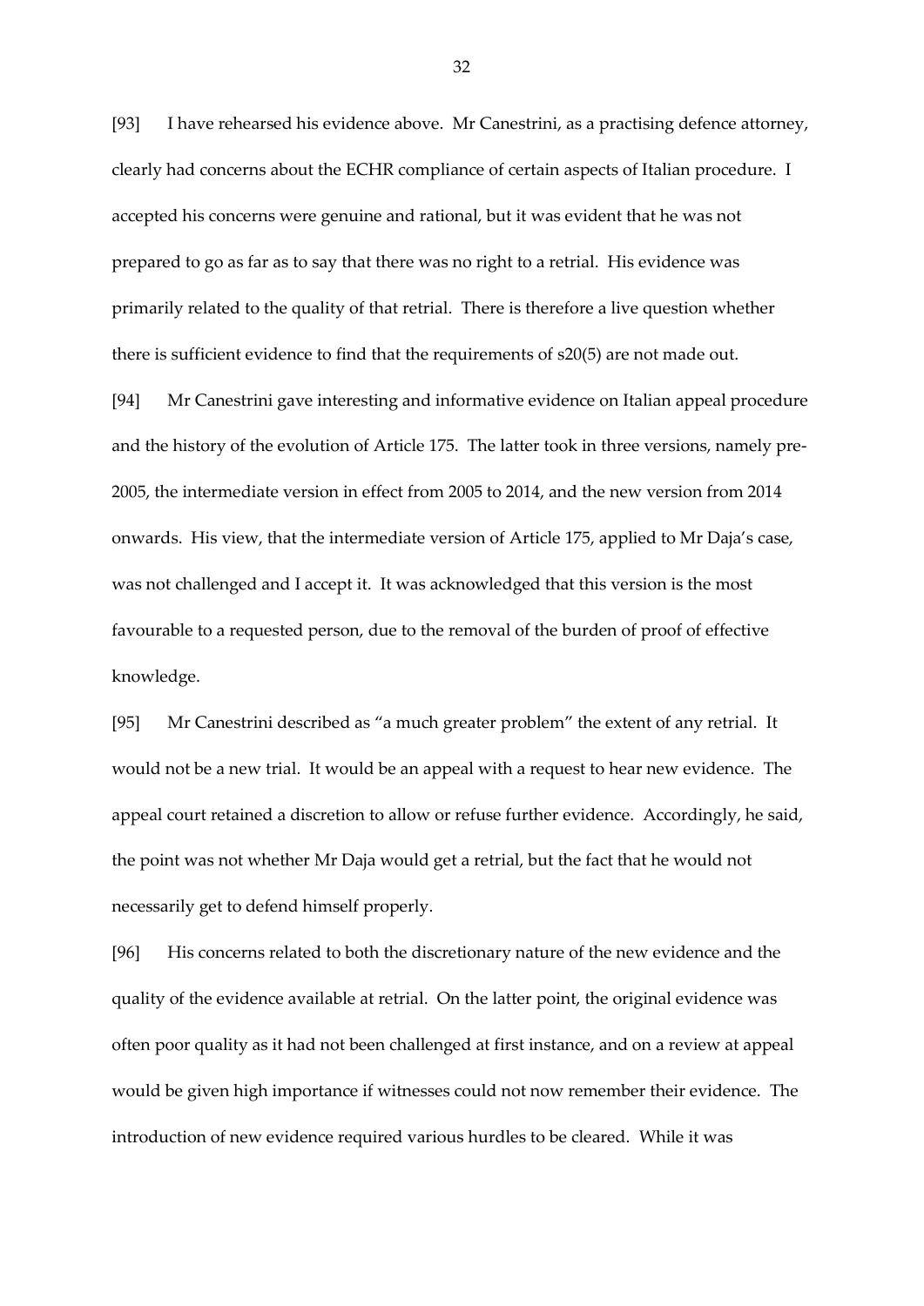[93] I have rehearsed his evidence above. Mr Canestrini, as a practising defence attorney, clearly had concerns about the ECHR compliance of certain aspects of Italian procedure. I accepted his concerns were genuine and rational, but it was evident that he was not prepared to go as far as to say that there was no right to a retrial. His evidence was primarily related to the quality of that retrial. There is therefore a live question whether there is sufficient evidence to find that the requirements of s20(5) are not made out.

[94] Mr Canestrini gave interesting and informative evidence on Italian appeal procedure and the history of the evolution of Article 175. The latter took in three versions, namely pre-2005, the intermediate version in effect from 2005 to 2014, and the new version from 2014 onwards. His view, that the intermediate version of Article 175, applied to Mr Daja's case, was not challenged and I accept it. It was acknowledged that this version is the most favourable to a requested person, due to the removal of the burden of proof of effective knowledge.

[95] Mr Canestrini described as "a much greater problem" the extent of any retrial. It would not be a new trial. It would be an appeal with a request to hear new evidence. The appeal court retained a discretion to allow or refuse further evidence. Accordingly, he said, the point was not whether Mr Daja would get a retrial, but the fact that he would not necessarily get to defend himself properly.

[96] His concerns related to both the discretionary nature of the new evidence and the quality of the evidence available at retrial. On the latter point, the original evidence was often poor quality as it had not been challenged at first instance, and on a review at appeal would be given high importance if witnesses could not now remember their evidence. The introduction of new evidence required various hurdles to be cleared. While it was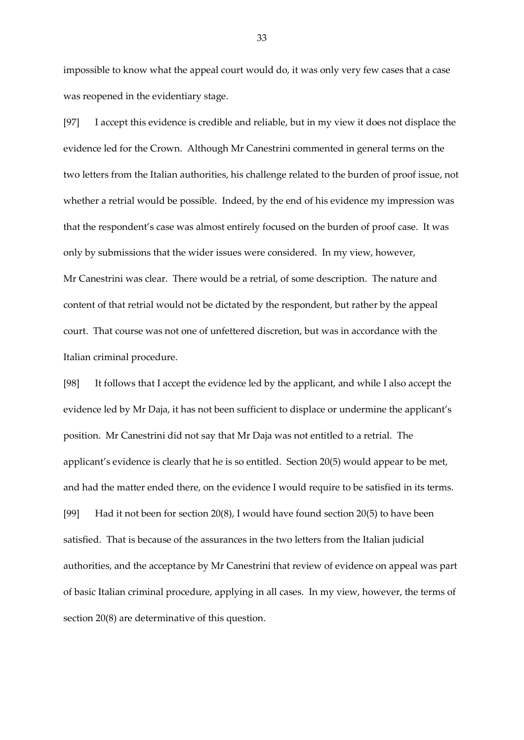impossible to know what the appeal court would do, it was only very few cases that a case was reopened in the evidentiary stage.

[97] I accept this evidence is credible and reliable, but in my view it does not displace the evidence led for the Crown. Although Mr Canestrini commented in general terms on the two letters from the Italian authorities, his challenge related to the burden of proof issue, not whether a retrial would be possible. Indeed, by the end of his evidence my impression was that the respondent's case was almost entirely focused on the burden of proof case. It was only by submissions that the wider issues were considered. In my view, however, Mr Canestrini was clear. There would be a retrial, of some description. The nature and content of that retrial would not be dictated by the respondent, but rather by the appeal court. That course was not one of unfettered discretion, but was in accordance with the Italian criminal procedure.

[98] It follows that I accept the evidence led by the applicant, and while I also accept the evidence led by Mr Daja, it has not been sufficient to displace or undermine the applicant's position. Mr Canestrini did not say that Mr Daja was not entitled to a retrial. The applicant's evidence is clearly that he is so entitled. Section 20(5) would appear to be met, and had the matter ended there, on the evidence I would require to be satisfied in its terms.

[99] Had it not been for section 20(8), I would have found section 20(5) to have been satisfied. That is because of the assurances in the two letters from the Italian judicial authorities, and the acceptance by Mr Canestrini that review of evidence on appeal was part of basic Italian criminal procedure, applying in all cases. In my view, however, the terms of section 20(8) are determinative of this question.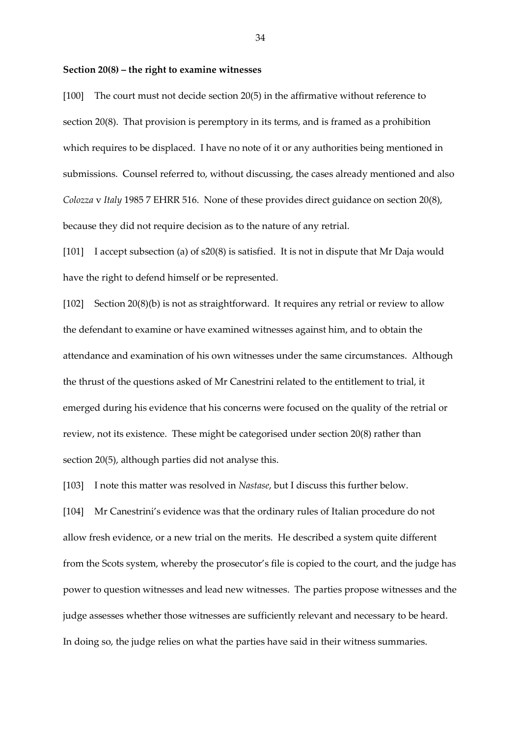**Section 20(8) – the right to examine witnesses**

[100] The court must not decide section 20(5) in the affirmative without reference to section 20(8). That provision is peremptory in its terms, and is framed as a prohibition which requires to be displaced. I have no note of it or any authorities being mentioned in submissions. Counsel referred to, without discussing, the cases already mentioned and also *Colozza* v *Italy* 1985 7 EHRR 516. None of these provides direct guidance on section 20(8), because they did not require decision as to the nature of any retrial.

[101] I accept subsection (a) of s20(8) is satisfied. It is not in dispute that Mr Daja would have the right to defend himself or be represented.

[102] Section 20(8)(b) is not as straightforward. It requires any retrial or review to allow the defendant to examine or have examined witnesses against him, and to obtain the attendance and examination of his own witnesses under the same circumstances. Although the thrust of the questions asked of Mr Canestrini related to the entitlement to trial, it emerged during his evidence that his concerns were focused on the quality of the retrial or review, not its existence. These might be categorised under section 20(8) rather than section 20(5), although parties did not analyse this.

[103] I note this matter was resolved in *Nastase*, but I discuss this further below.

[104] Mr Canestrini's evidence was that the ordinary rules of Italian procedure do not allow fresh evidence, or a new trial on the merits. He described a system quite different from the Scots system, whereby the prosecutor's file is copied to the court, and the judge has power to question witnesses and lead new witnesses. The parties propose witnesses and the judge assesses whether those witnesses are sufficiently relevant and necessary to be heard. In doing so, the judge relies on what the parties have said in their witness summaries.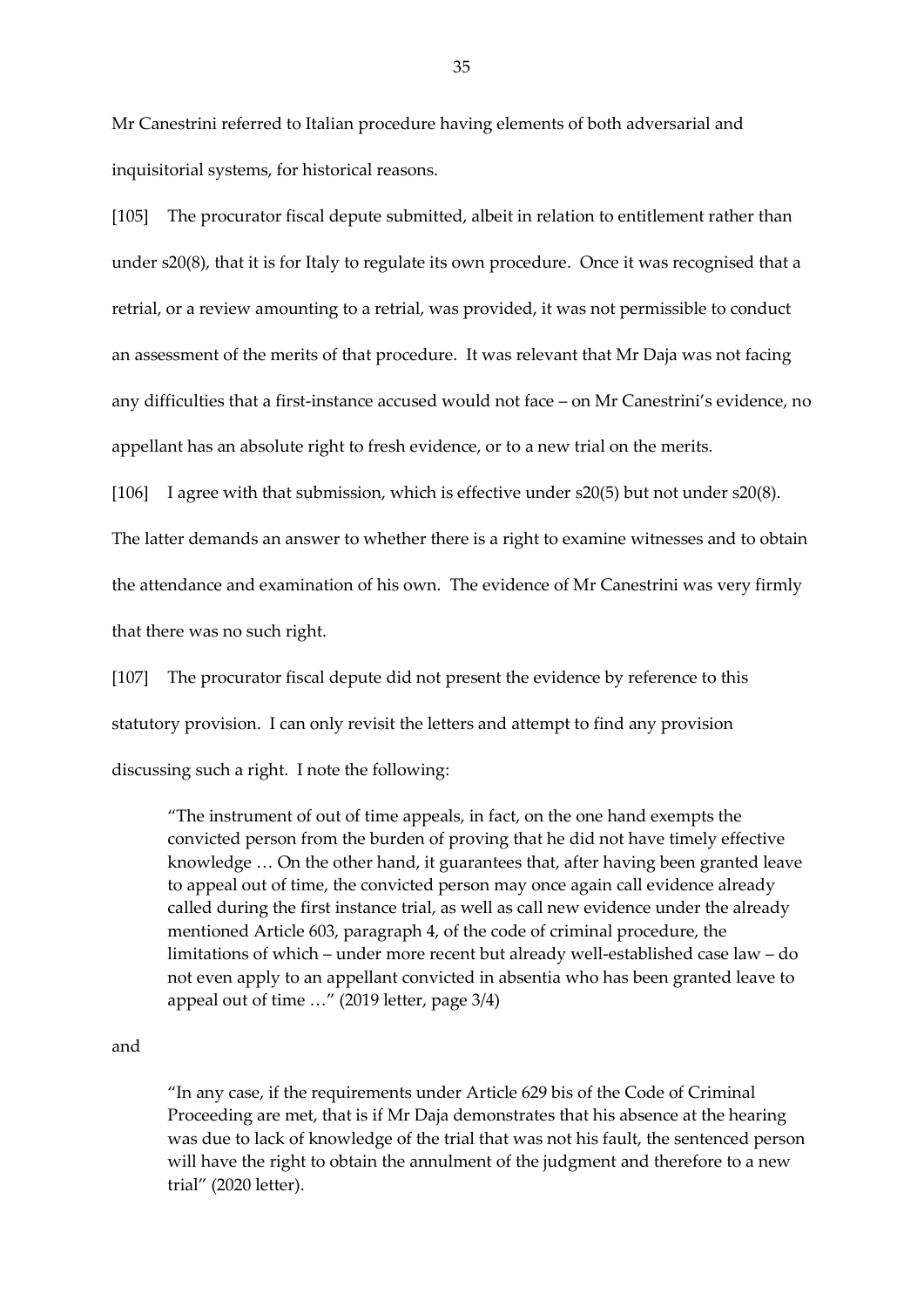Mr Canestrini referred to Italian procedure having elements of both adversarial and inquisitorial systems, for historical reasons.

[105] The procurator fiscal depute submitted, albeit in relation to entitlement rather than under s20(8), that it is for Italy to regulate its own procedure. Once it was recognised that a retrial, or a review amounting to a retrial, was provided, it was not permissible to conduct an assessment of the merits of that procedure. It was relevant that Mr Daja was not facing any difficulties that a first-instance accused would not face – on Mr Canestrini's evidence, no appellant has an absolute right to fresh evidence, or to a new trial on the merits.

[106] I agree with that submission, which is effective under s20(5) but not under s20(8). The latter demands an answer to whether there is a right to examine witnesses and to obtain the attendance and examination of his own. The evidence of Mr Canestrini was very firmly that there was no such right.

[107] The procurator fiscal depute did not present the evidence by reference to this statutory provision. I can only revisit the letters and attempt to find any provision discussing such a right. I note the following:

> "The instrument of out of time appeals, in fact, on the one hand exempts the convicted person from the burden of proving that he did not have timely effective knowledge … On the other hand, it guarantees that, after having been granted leave to appeal out of time, the convicted person may once again call evidence already called during the first instance trial, as well as call new evidence under the already mentioned Article 603, paragraph 4, of the code of criminal procedure, the limitations of which – under more recent but already well-established case law – do not even apply to an appellant convicted in absentia who has been granted leave to appeal out of time …" (2019 letter, page 3/4)

and

> "In any case, if the requirements under Article 629 bis of the Code of Criminal Proceeding are met, that is if Mr Daja demonstrates that his absence at the hearing was due to lack of knowledge of the trial that was not his fault, the sentenced person will have the right to obtain the annulment of the judgment and therefore to a new trial" (2020 letter).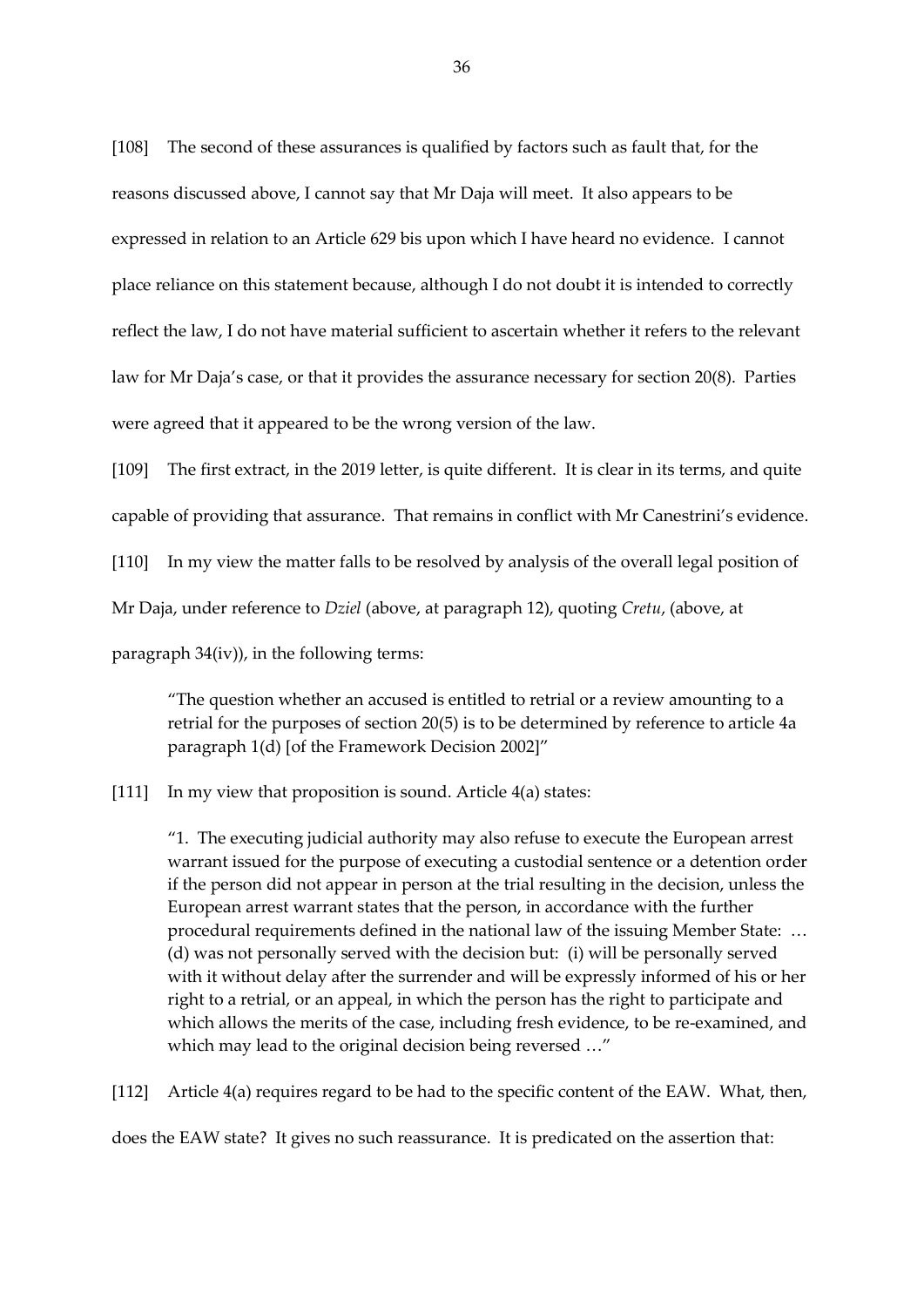[108] The second of these assurances is qualified by factors such as fault that, for the reasons discussed above, I cannot say that Mr Daja will meet. It also appears to be expressed in relation to an Article 629 bis upon which I have heard no evidence. I cannot place reliance on this statement because, although I do not doubt it is intended to correctly reflect the law, I do not have material sufficient to ascertain whether it refers to the relevant law for Mr Daja's case, or that it provides the assurance necessary for section 20(8). Parties were agreed that it appeared to be the wrong version of the law.

[109] The first extract, in the 2019 letter, is quite different. It is clear in its terms, and quite capable of providing that assurance. That remains in conflict with Mr Canestrini's evidence.

[110] In my view the matter falls to be resolved by analysis of the overall legal position of Mr Daja, under reference to *Dziel* (above, at paragraph 12), quoting *Cretu*, (above, at paragraph 34(iv)), in the following terms:

> "The question whether an accused is entitled to retrial or a review amounting to a retrial for the purposes of section 20(5) is to be determined by reference to article 4a paragraph 1(d) [of the Framework Decision 2002]"

[111] In my view that proposition is sound. Article 4(a) states:

> "1. The executing judicial authority may also refuse to execute the European arrest warrant issued for the purpose of executing a custodial sentence or a detention order if the person did not appear in person at the trial resulting in the decision, unless the European arrest warrant states that the person, in accordance with the further procedural requirements defined in the national law of the issuing Member State: … (d) was not personally served with the decision but: (i) will be personally served with it without delay after the surrender and will be expressly informed of his or her right to a retrial, or an appeal, in which the person has the right to participate and which allows the merits of the case, including fresh evidence, to be re-examined, and which may lead to the original decision being reversed …"

[112] Article 4(a) requires regard to be had to the specific content of the EAW. What, then, does the EAW state? It gives no such reassurance. It is predicated on the assertion that: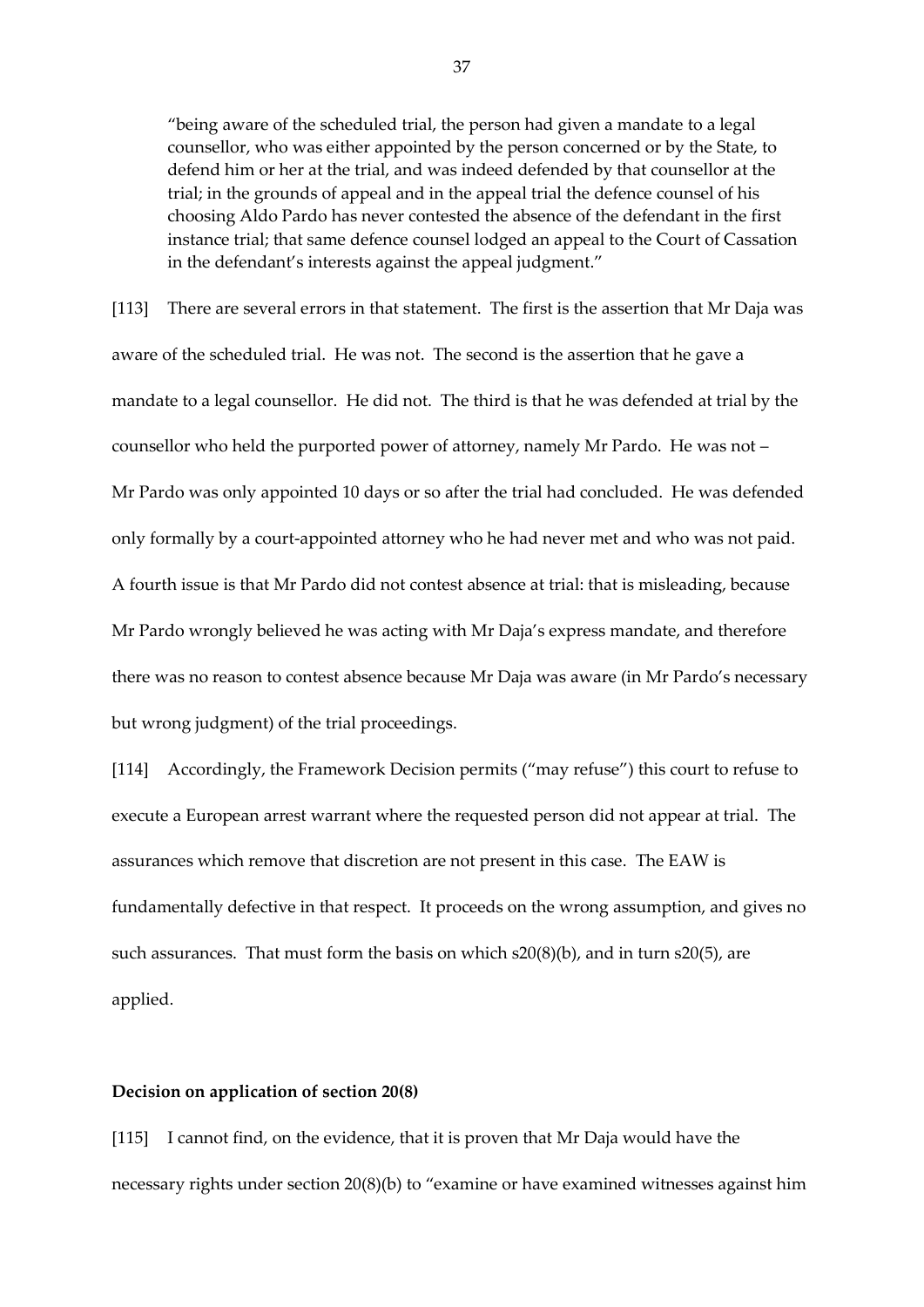> "being aware of the scheduled trial, the person had given a mandate to a legal counsellor, who was either appointed by the person concerned or by the State, to defend him or her at the trial, and was indeed defended by that counsellor at the trial; in the grounds of appeal and in the appeal trial the defence counsel of his choosing Aldo Pardo has never contested the absence of the defendant in the first instance trial; that same defence counsel lodged an appeal to the Court of Cassation in the defendant's interests against the appeal judgment."

[113] There are several errors in that statement. The first is the assertion that Mr Daja was aware of the scheduled trial. He was not. The second is the assertion that he gave a mandate to a legal counsellor. He did not. The third is that he was defended at trial by the counsellor who held the purported power of attorney, namely Mr Pardo. He was not – Mr Pardo was only appointed 10 days or so after the trial had concluded. He was defended only formally by a court-appointed attorney who he had never met and who was not paid. A fourth issue is that Mr Pardo did not contest absence at trial: that is misleading, because Mr Pardo wrongly believed he was acting with Mr Daja's express mandate, and therefore there was no reason to contest absence because Mr Daja was aware (in Mr Pardo's necessary but wrong judgment) of the trial proceedings.

[114] Accordingly, the Framework Decision permits ("may refuse") this court to refuse to execute a European arrest warrant where the requested person did not appear at trial. The assurances which remove that discretion are not present in this case. The EAW is fundamentally defective in that respect. It proceeds on the wrong assumption, and gives no such assurances. That must form the basis on which s20(8)(b), and in turn s20(5), are applied.

**Decision on application of section 20(8)**

[115] I cannot find, on the evidence, that it is proven that Mr Daja would have the necessary rights under section 20(8)(b) to "examine or have examined witnesses against him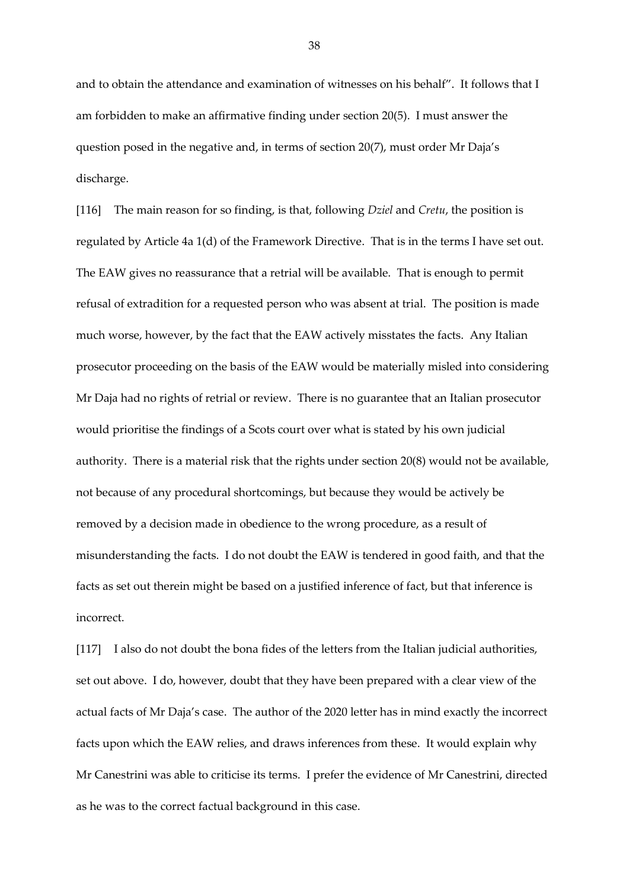and to obtain the attendance and examination of witnesses on his behalf". It follows that I am forbidden to make an affirmative finding under section 20(5). I must answer the question posed in the negative and, in terms of section 20(7), must order Mr Daja's discharge.

[116] The main reason for so finding, is that, following *Dziel* and *Cretu*, the position is regulated by Article 4a 1(d) of the Framework Directive. That is in the terms I have set out. The EAW gives no reassurance that a retrial will be available. That is enough to permit refusal of extradition for a requested person who was absent at trial. The position is made much worse, however, by the fact that the EAW actively misstates the facts. Any Italian prosecutor proceeding on the basis of the EAW would be materially misled into considering Mr Daja had no rights of retrial or review. There is no guarantee that an Italian prosecutor would prioritise the findings of a Scots court over what is stated by his own judicial authority. There is a material risk that the rights under section 20(8) would not be available, not because of any procedural shortcomings, but because they would be actively be removed by a decision made in obedience to the wrong procedure, as a result of misunderstanding the facts. I do not doubt the EAW is tendered in good faith, and that the facts as set out therein might be based on a justified inference of fact, but that inference is incorrect.

[117] I also do not doubt the bona fides of the letters from the Italian judicial authorities, set out above. I do, however, doubt that they have been prepared with a clear view of the actual facts of Mr Daja's case. The author of the 2020 letter has in mind exactly the incorrect facts upon which the EAW relies, and draws inferences from these. It would explain why Mr Canestrini was able to criticise its terms. I prefer the evidence of Mr Canestrini, directed as he was to the correct factual background in this case.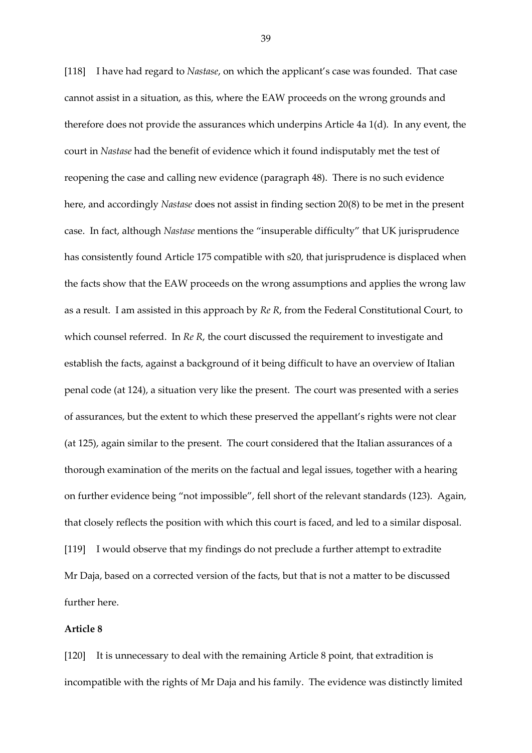[118] I have had regard to *Nastase*, on which the applicant's case was founded. That case cannot assist in a situation, as this, where the EAW proceeds on the wrong grounds and therefore does not provide the assurances which underpins Article 4a 1(d). In any event, the court in *Nastase* had the benefit of evidence which it found indisputably met the test of reopening the case and calling new evidence (paragraph 48). There is no such evidence here, and accordingly *Nastase* does not assist in finding section 20(8) to be met in the present case. In fact, although *Nastase* mentions the "insuperable difficulty" that UK jurisprudence has consistently found Article 175 compatible with s20, that jurisprudence is displaced when the facts show that the EAW proceeds on the wrong assumptions and applies the wrong law as a result. I am assisted in this approach by *Re R*, from the Federal Constitutional Court, to which counsel referred. In *Re R*, the court discussed the requirement to investigate and establish the facts, against a background of it being difficult to have an overview of Italian penal code (at 124), a situation very like the present. The court was presented with a series of assurances, but the extent to which these preserved the appellant's rights were not clear (at 125), again similar to the present. The court considered that the Italian assurances of a thorough examination of the merits on the factual and legal issues, together with a hearing on further evidence being "not impossible", fell short of the relevant standards (123). Again, that closely reflects the position with which this court is faced, and led to a similar disposal.

[119] I would observe that my findings do not preclude a further attempt to extradite Mr Daja, based on a corrected version of the facts, but that is not a matter to be discussed further here.

**Article 8**

[120] It is unnecessary to deal with the remaining Article 8 point, that extradition is incompatible with the rights of Mr Daja and his family. The evidence was distinctly limited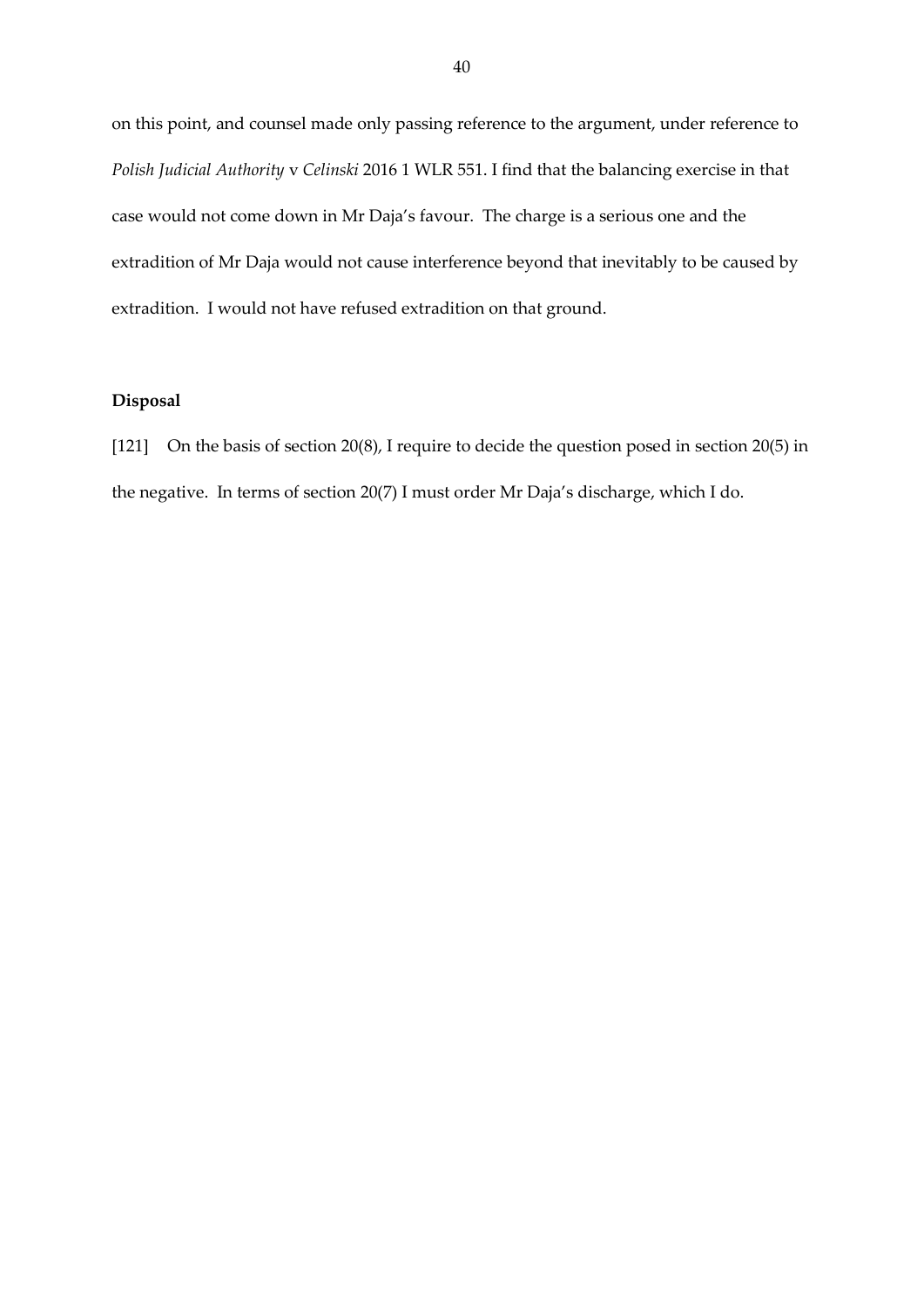on this point, and counsel made only passing reference to the argument, under reference to *Polish Judicial Authority* v *Celinski* 2016 1 WLR 551. I find that the balancing exercise in that case would not come down in Mr Daja's favour. The charge is a serious one and the extradition of Mr Daja would not cause interference beyond that inevitably to be caused by extradition. I would not have refused extradition on that ground.

**Disposal**

[121] On the basis of section 20(8), I require to decide the question posed in section 20(5) in the negative. In terms of section 20(7) I must order Mr Daja's discharge, which I do.